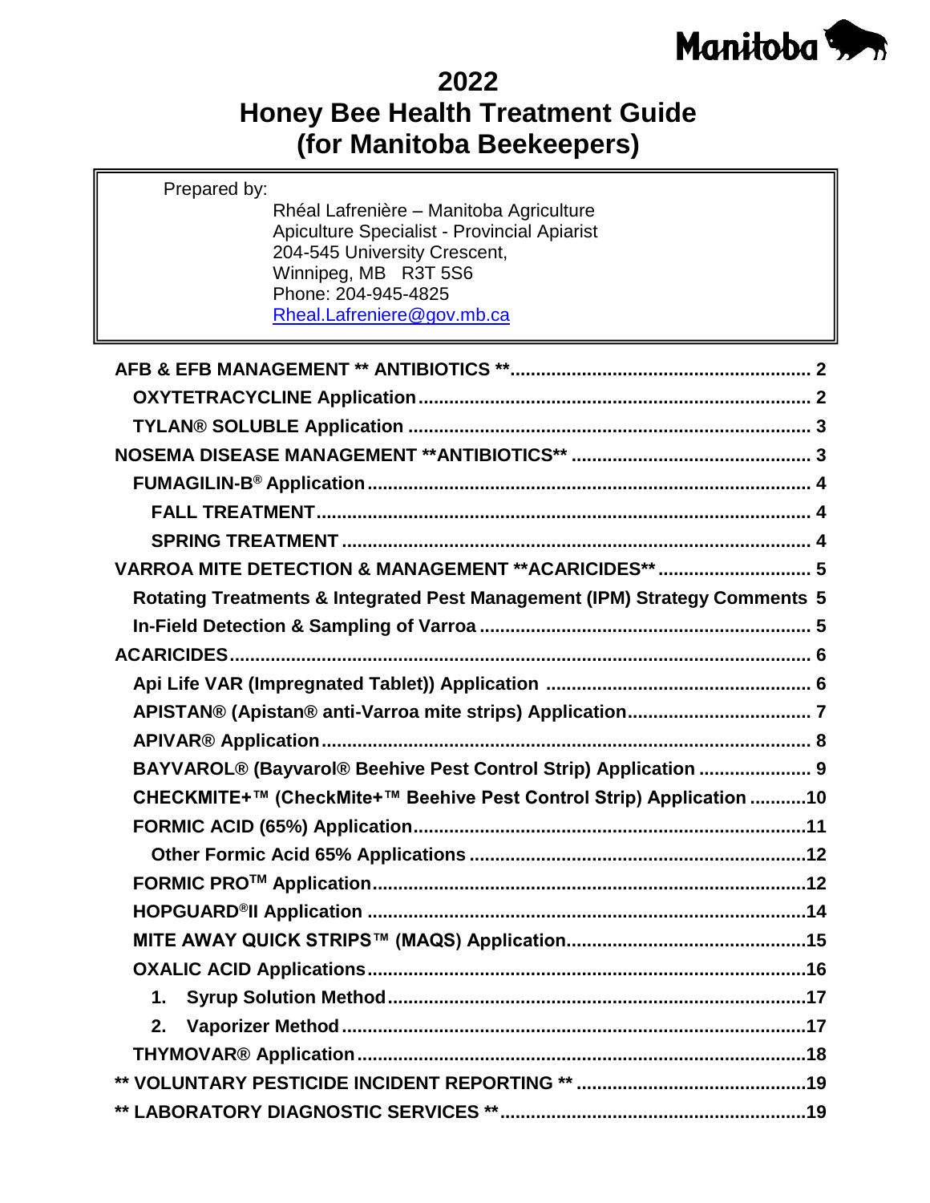Manitoba

# 2022

# Honey Bee Health Treatment Guide (for Manitoba Beekeepers)

Prepared by:

Rhéal Lafrenière – Manitoba Agriculture
Apiculture Specialist - Provincial Apiarist
204-545 University Crescent,
Winnipeg, MB R3T 5S6
Phone: 204-945-4825
Rheal.Lafreniere@gov.mb.ca

**AFB & EFB MANAGEMENT ** ANTIBIOTICS **** ........ 2

- **OXYTETRACYCLINE Application** ........ 2
- **TYLAN® SOLUBLE Application** ........ 3

**NOSEMA DISEASE MANAGEMENT **ANTIBIOTICS**** ........ 3

- **FUMAGILIN-B® Application** ........ 4
  - **FALL TREATMENT** ........ 4
  - **SPRING TREATMENT** ........ 4

**VARROA MITE DETECTION & MANAGEMENT **ACARICIDES**** ........ 5

- **Rotating Treatments & Integrated Pest Management (IPM) Strategy Comments** 5
- **In-Field Detection & Sampling of Varroa** ........ 5

**ACARICIDES** ........ 6

- **Api Life VAR (Impregnated Tablet)) Application** ........ 6
- **APISTAN® (Apistan® anti-Varroa mite strips) Application** ........ 7
- **APIVAR® Application** ........ 8
- **BAYVAROL® (Bayvarol® Beehive Pest Control Strip) Application** ........ 9
- **CHECKMITE+™ (CheckMite+™ Beehive Pest Control Strip) Application** ........ 10
- **FORMIC ACID (65%) Application** ........ 11
  - **Other Formic Acid 65% Applications** ........ 12
- **FORMIC PRO™ Application** ........ 12
- **HOPGUARD®II Application** ........ 14
- **MITE AWAY QUICK STRIPS™ (MAQS) Application** ........ 15
- **OXALIC ACID Applications** ........ 16
  1. **Syrup Solution Method** ........ 17
  2. **Vaporizer Method** ........ 17
- **THYMOVAR® Application** ........ 18

**** VOLUNTARY PESTICIDE INCIDENT REPORTING **** ........ 19

**** LABORATORY DIAGNOSTIC SERVICES **** ........ 19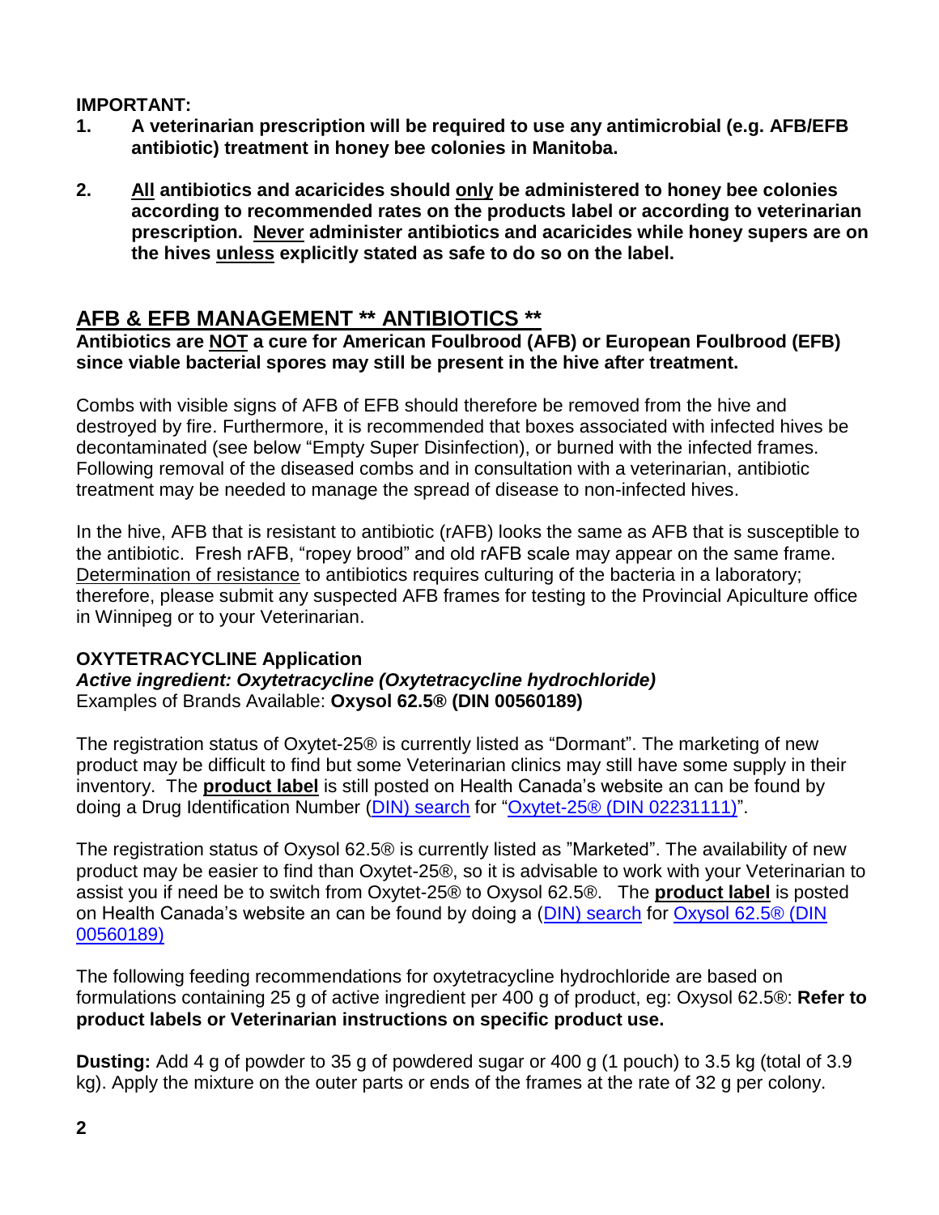**IMPORTANT:**

1. **A veterinarian prescription will be required to use any antimicrobial (e.g. AFB/EFB antibiotic) treatment in honey bee colonies in Manitoba.**

2. **All antibiotics and acaricides should only be administered to honey bee colonies according to recommended rates on the products label or according to veterinarian prescription. Never administer antibiotics and acaricides while honey supers are on the hives unless explicitly stated as safe to do so on the label.**

## AFB & EFB MANAGEMENT ** ANTIBIOTICS **

**Antibiotics are NOT a cure for American Foulbrood (AFB) or European Foulbrood (EFB) since viable bacterial spores may still be present in the hive after treatment.**

Combs with visible signs of AFB of EFB should therefore be removed from the hive and destroyed by fire. Furthermore, it is recommended that boxes associated with infected hives be decontaminated (see below "Empty Super Disinfection), or burned with the infected frames. Following removal of the diseased combs and in consultation with a veterinarian, antibiotic treatment may be needed to manage the spread of disease to non-infected hives.

In the hive, AFB that is resistant to antibiotic (rAFB) looks the same as AFB that is susceptible to the antibiotic. Fresh rAFB, "ropey brood" and old rAFB scale may appear on the same frame. Determination of resistance to antibiotics requires culturing of the bacteria in a laboratory; therefore, please submit any suspected AFB frames for testing to the Provincial Apiculture office in Winnipeg or to your Veterinarian.

### OXYTETRACYCLINE Application

***Active ingredient: Oxytetracycline (Oxytetracycline hydrochloride)***

Examples of Brands Available: **Oxysol 62.5® (DIN 00560189)**

The registration status of Oxytet-25® is currently listed as "Dormant". The marketing of new product may be difficult to find but some Veterinarian clinics may still have some supply in their inventory. The **product label** is still posted on Health Canada's website an can be found by doing a Drug Identification Number (DIN) search for "Oxytet-25® (DIN 02231111)".

The registration status of Oxysol 62.5® is currently listed as "Marketed". The availability of new product may be easier to find than Oxytet-25®, so it is advisable to work with your Veterinarian to assist you if need be to switch from Oxytet-25® to Oxysol 62.5®. The **product label** is posted on Health Canada's website an can be found by doing a (DIN) search for Oxysol 62.5® (DIN 00560189)

The following feeding recommendations for oxytetracycline hydrochloride are based on formulations containing 25 g of active ingredient per 400 g of product, eg: Oxysol 62.5®: **Refer to product labels or Veterinarian instructions on specific product use.**

**Dusting:** Add 4 g of powder to 35 g of powdered sugar or 400 g (1 pouch) to 3.5 kg (total of 3.9 kg). Apply the mixture on the outer parts or ends of the frames at the rate of 32 g per colony.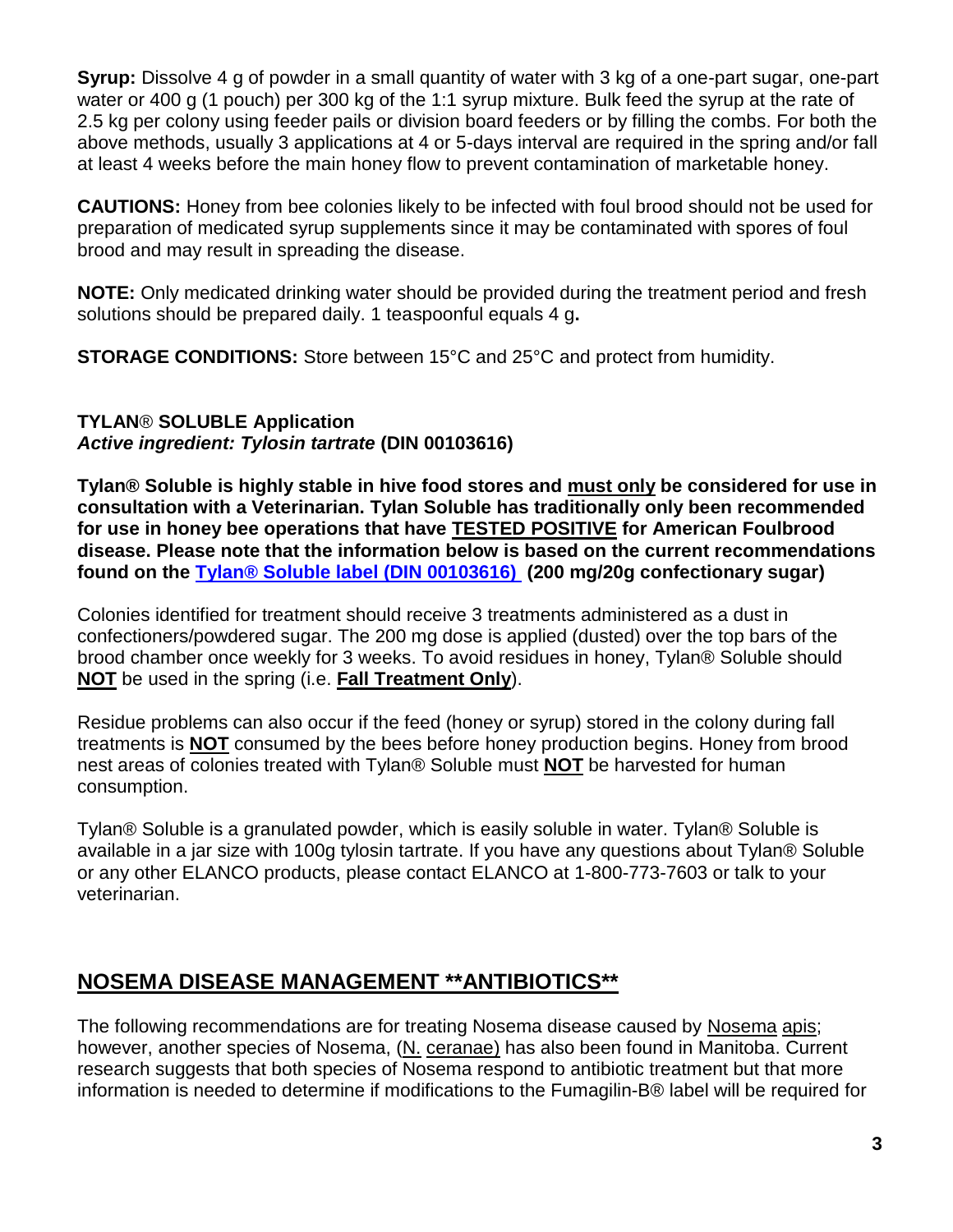**Syrup:** Dissolve 4 g of powder in a small quantity of water with 3 kg of a one-part sugar, one-part water or 400 g (1 pouch) per 300 kg of the 1:1 syrup mixture. Bulk feed the syrup at the rate of 2.5 kg per colony using feeder pails or division board feeders or by filling the combs. For both the above methods, usually 3 applications at 4 or 5-days interval are required in the spring and/or fall at least 4 weeks before the main honey flow to prevent contamination of marketable honey.

**CAUTIONS:** Honey from bee colonies likely to be infected with foul brood should not be used for preparation of medicated syrup supplements since it may be contaminated with spores of foul brood and may result in spreading the disease.

**NOTE:** Only medicated drinking water should be provided during the treatment period and fresh solutions should be prepared daily. 1 teaspoonful equals 4 g**.**

**STORAGE CONDITIONS:** Store between 15°C and 25°C and protect from humidity.

**TYLAN® SOLUBLE Application**
***Active ingredient: Tylosin tartrate* (DIN 00103616)**

**Tylan® Soluble is highly stable in hive food stores and <u>must only</u> be considered for use in consultation with a Veterinarian. Tylan Soluble has traditionally only been recommended for use in honey bee operations that have <u>TESTED POSITIVE</u> for American Foulbrood disease. Please note that the information below is based on the current recommendations found on the [Tylan® Soluble label (DIN 00103616)](#) (200 mg/20g confectionary sugar)**

Colonies identified for treatment should receive 3 treatments administered as a dust in confectioners/powdered sugar. The 200 mg dose is applied (dusted) over the top bars of the brood chamber once weekly for 3 weeks. To avoid residues in honey, Tylan® Soluble should **<u>NOT</u>** be used in the spring (i.e. **<u>Fall Treatment Only</u>**).

Residue problems can also occur if the feed (honey or syrup) stored in the colony during fall treatments is **<u>NOT</u>** consumed by the bees before honey production begins. Honey from brood nest areas of colonies treated with Tylan® Soluble must **<u>NOT</u>** be harvested for human consumption.

Tylan® Soluble is a granulated powder, which is easily soluble in water. Tylan® Soluble is available in a jar size with 100g tylosin tartrate. If you have any questions about Tylan® Soluble or any other ELANCO products, please contact ELANCO at 1-800-773-7603 or talk to your veterinarian.

## <u>NOSEMA DISEASE MANAGEMENT **ANTIBIOTICS**</u>

The following recommendations are for treating Nosema disease caused by <u>Nosema apis</u>; however, another species of Nosema, (<u>N. ceranae</u>) has also been found in Manitoba. Current research suggests that both species of Nosema respond to antibiotic treatment but that more information is needed to determine if modifications to the Fumagilin-B® label will be required for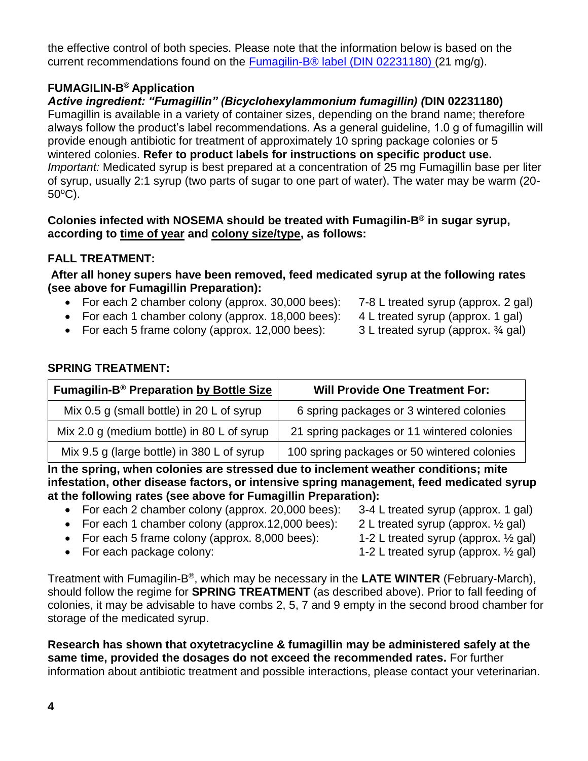the effective control of both species. Please note that the information below is based on the current recommendations found on the Fumagilin-B® label (DIN 02231180) (21 mg/g).

**FUMAGILIN-B® Application**

***Active ingredient: "Fumagillin" (Bicyclohexylammonium fumagillin) (*DIN 02231180)**

Fumagillin is available in a variety of container sizes, depending on the brand name; therefore always follow the product's label recommendations. As a general guideline, 1.0 g of fumagillin will provide enough antibiotic for treatment of approximately 10 spring package colonies or 5 wintered colonies. **Refer to product labels for instructions on specific product use.**

*Important:* Medicated syrup is best prepared at a concentration of 25 mg Fumagillin base per liter of syrup, usually 2:1 syrup (two parts of sugar to one part of water). The water may be warm (20-50°C).

**Colonies infected with NOSEMA should be treated with Fumagilin-B® in sugar syrup, according to time of year and colony size/type, as follows:**

**FALL TREATMENT:**

**After all honey supers have been removed, feed medicated syrup at the following rates (see above for Fumagillin Preparation):**

- For each 2 chamber colony (approx. 30,000 bees): 7-8 L treated syrup (approx. 2 gal)
- For each 1 chamber colony (approx. 18,000 bees): 4 L treated syrup (approx. 1 gal)
- For each 5 frame colony (approx. 12,000 bees): 3 L treated syrup (approx. ¾ gal)

**SPRING TREATMENT:**

| Fumagilin-B® Preparation by Bottle Size | Will Provide One Treatment For: |
|---|---|
| Mix 0.5 g (small bottle) in 20 L of syrup | 6 spring packages or 3 wintered colonies |
| Mix 2.0 g (medium bottle) in 80 L of syrup | 21 spring packages or 11 wintered colonies |
| Mix 9.5 g (large bottle) in 380 L of syrup | 100 spring packages or 50 wintered colonies |

**In the spring, when colonies are stressed due to inclement weather conditions; mite infestation, other disease factors, or intensive spring management, feed medicated syrup at the following rates (see above for Fumagillin Preparation):**

- For each 2 chamber colony (approx. 20,000 bees): 3-4 L treated syrup (approx. 1 gal)
- For each 1 chamber colony (approx.12,000 bees): 2 L treated syrup (approx. ½ gal)
- For each 5 frame colony (approx. 8,000 bees): 1-2 L treated syrup (approx. ½ gal)
- For each package colony: 1-2 L treated syrup (approx. ½ gal)

Treatment with Fumagilin-B®, which may be necessary in the **LATE WINTER** (February-March), should follow the regime for **SPRING TREATMENT** (as described above). Prior to fall feeding of colonies, it may be advisable to have combs 2, 5, 7 and 9 empty in the second brood chamber for storage of the medicated syrup.

**Research has shown that oxytetracycline & fumagillin may be administered safely at the same time, provided the dosages do not exceed the recommended rates.** For further information about antibiotic treatment and possible interactions, please contact your veterinarian.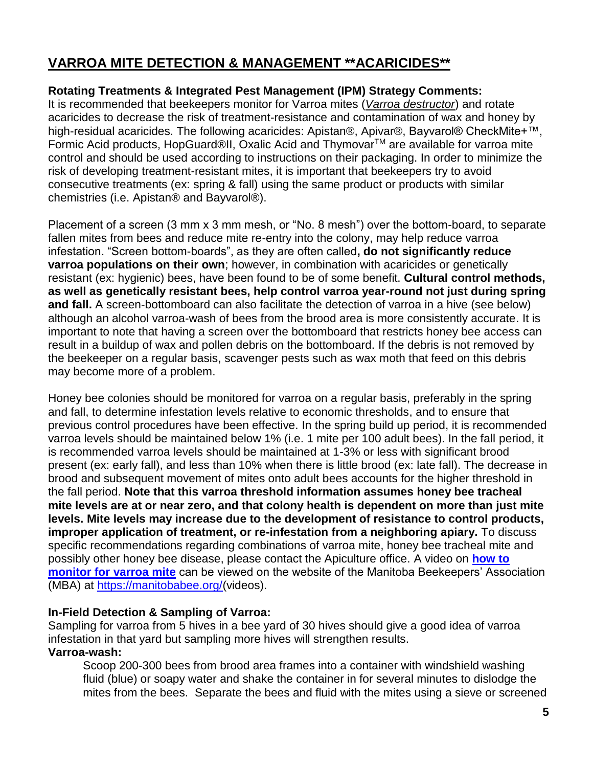## VARROA MITE DETECTION & MANAGEMENT **ACARICIDES**

**Rotating Treatments & Integrated Pest Management (IPM) Strategy Comments:**
It is recommended that beekeepers monitor for Varroa mites (*Varroa destructor*) and rotate acaricides to decrease the risk of treatment-resistance and contamination of wax and honey by high-residual acaricides. The following acaricides: Apistan®, Apivar®, Bayvarol® CheckMite+™, Formic Acid products, HopGuard®II, Oxalic Acid and Thymovar™ are available for varroa mite control and should be used according to instructions on their packaging. In order to minimize the risk of developing treatment-resistant mites, it is important that beekeepers try to avoid consecutive treatments (ex: spring & fall) using the same product or products with similar chemistries (i.e. Apistan® and Bayvarol®).

Placement of a screen (3 mm x 3 mm mesh, or "No. 8 mesh") over the bottom-board, to separate fallen mites from bees and reduce mite re-entry into the colony, may help reduce varroa infestation. "Screen bottom-boards", as they are often called**, do not significantly reduce varroa populations on their own**; however, in combination with acaricides or genetically resistant (ex: hygienic) bees, have been found to be of some benefit. **Cultural control methods, as well as genetically resistant bees, help control varroa year-round not just during spring and fall.** A screen-bottomboard can also facilitate the detection of varroa in a hive (see below) although an alcohol varroa-wash of bees from the brood area is more consistently accurate. It is important to note that having a screen over the bottomboard that restricts honey bee access can result in a buildup of wax and pollen debris on the bottomboard. If the debris is not removed by the beekeeper on a regular basis, scavenger pests such as wax moth that feed on this debris may become more of a problem.

Honey bee colonies should be monitored for varroa on a regular basis, preferably in the spring and fall, to determine infestation levels relative to economic thresholds, and to ensure that previous control procedures have been effective. In the spring build up period, it is recommended varroa levels should be maintained below 1% (i.e. 1 mite per 100 adult bees). In the fall period, it is recommended varroa levels should be maintained at 1-3% or less with significant brood present (ex: early fall), and less than 10% when there is little brood (ex: late fall). The decrease in brood and subsequent movement of mites onto adult bees accounts for the higher threshold in the fall period. **Note that this varroa threshold information assumes honey bee tracheal mite levels are at or near zero, and that colony health is dependent on more than just mite levels. Mite levels may increase due to the development of resistance to control products, improper application of treatment, or re-infestation from a neighboring apiary.** To discuss specific recommendations regarding combinations of varroa mite, honey bee tracheal mite and possibly other honey bee disease, please contact the Apiculture office. A video on **[how to monitor for varroa mite]()** can be viewed on the website of the Manitoba Beekeepers' Association (MBA) at [https://manitobabee.org/](https://manitobabee.org/)(videos).

**In-Field Detection & Sampling of Varroa:**
Sampling for varroa from 5 hives in a bee yard of 30 hives should give a good idea of varroa infestation in that yard but sampling more hives will strengthen results.

**Varroa-wash:**

Scoop 200-300 bees from brood area frames into a container with windshield washing fluid (blue) or soapy water and shake the container in for several minutes to dislodge the mites from the bees. Separate the bees and fluid with the mites using a sieve or screened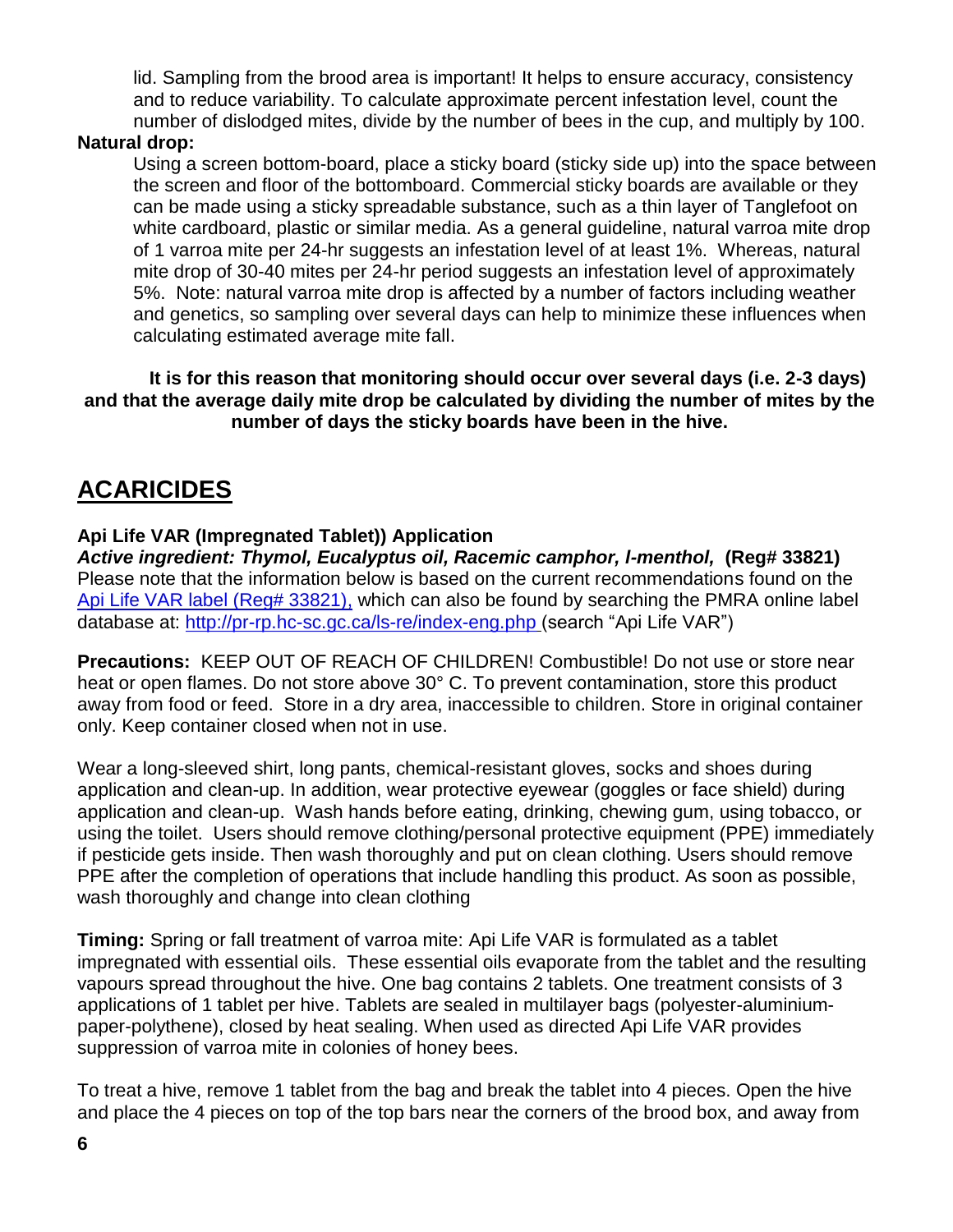lid. Sampling from the brood area is important! It helps to ensure accuracy, consistency and to reduce variability. To calculate approximate percent infestation level, count the number of dislodged mites, divide by the number of bees in the cup, and multiply by 100.

**Natural drop:**

Using a screen bottom-board, place a sticky board (sticky side up) into the space between the screen and floor of the bottomboard. Commercial sticky boards are available or they can be made using a sticky spreadable substance, such as a thin layer of Tanglefoot on white cardboard, plastic or similar media. As a general guideline, natural varroa mite drop of 1 varroa mite per 24-hr suggests an infestation level of at least 1%. Whereas, natural mite drop of 30-40 mites per 24-hr period suggests an infestation level of approximately 5%. Note: natural varroa mite drop is affected by a number of factors including weather and genetics, so sampling over several days can help to minimize these influences when calculating estimated average mite fall.

**It is for this reason that monitoring should occur over several days (i.e. 2-3 days) and that the average daily mite drop be calculated by dividing the number of mites by the number of days the sticky boards have been in the hive.**

# ACARICIDES

**Api Life VAR (Impregnated Tablet)) Application**

***Active ingredient: Thymol, Eucalyptus oil, Racemic camphor, l-menthol,*** **(Reg# 33821)**
Please note that the information below is based on the current recommendations found on the [Api Life VAR label (Reg# 33821),](#) which can also be found by searching the PMRA online label database at: [http://pr-rp.hc-sc.gc.ca/ls-re/index-eng.php](http://pr-rp.hc-sc.gc.ca/ls-re/index-eng.php) (search "Api Life VAR")

**Precautions:** KEEP OUT OF REACH OF CHILDREN! Combustible! Do not use or store near heat or open flames. Do not store above 30° C. To prevent contamination, store this product away from food or feed. Store in a dry area, inaccessible to children. Store in original container only. Keep container closed when not in use.

Wear a long-sleeved shirt, long pants, chemical-resistant gloves, socks and shoes during application and clean-up. In addition, wear protective eyewear (goggles or face shield) during application and clean-up. Wash hands before eating, drinking, chewing gum, using tobacco, or using the toilet. Users should remove clothing/personal protective equipment (PPE) immediately if pesticide gets inside. Then wash thoroughly and put on clean clothing. Users should remove PPE after the completion of operations that include handling this product. As soon as possible, wash thoroughly and change into clean clothing

**Timing:** Spring or fall treatment of varroa mite: Api Life VAR is formulated as a tablet impregnated with essential oils. These essential oils evaporate from the tablet and the resulting vapours spread throughout the hive. One bag contains 2 tablets. One treatment consists of 3 applications of 1 tablet per hive. Tablets are sealed in multilayer bags (polyester-aluminium-paper-polythene), closed by heat sealing. When used as directed Api Life VAR provides suppression of varroa mite in colonies of honey bees.

To treat a hive, remove 1 tablet from the bag and break the tablet into 4 pieces. Open the hive and place the 4 pieces on top of the top bars near the corners of the brood box, and away from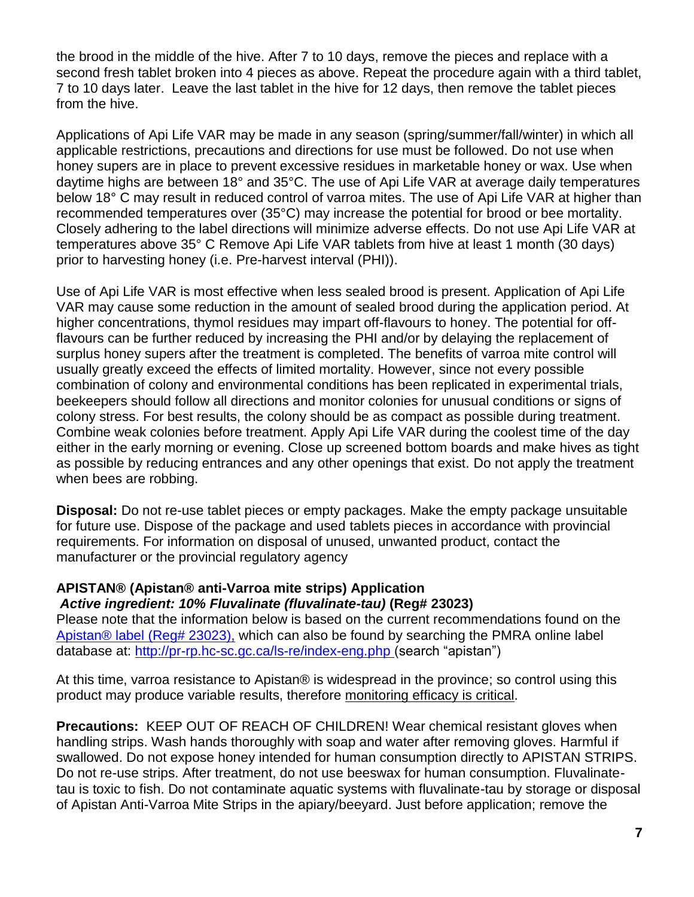the brood in the middle of the hive. After 7 to 10 days, remove the pieces and replace with a second fresh tablet broken into 4 pieces as above. Repeat the procedure again with a third tablet, 7 to 10 days later. Leave the last tablet in the hive for 12 days, then remove the tablet pieces from the hive.

Applications of Api Life VAR may be made in any season (spring/summer/fall/winter) in which all applicable restrictions, precautions and directions for use must be followed. Do not use when honey supers are in place to prevent excessive residues in marketable honey or wax. Use when daytime highs are between 18° and 35°C. The use of Api Life VAR at average daily temperatures below 18° C may result in reduced control of varroa mites. The use of Api Life VAR at higher than recommended temperatures over (35°C) may increase the potential for brood or bee mortality. Closely adhering to the label directions will minimize adverse effects. Do not use Api Life VAR at temperatures above 35° C Remove Api Life VAR tablets from hive at least 1 month (30 days) prior to harvesting honey (i.e. Pre-harvest interval (PHI)).

Use of Api Life VAR is most effective when less sealed brood is present. Application of Api Life VAR may cause some reduction in the amount of sealed brood during the application period. At higher concentrations, thymol residues may impart off-flavours to honey. The potential for off-flavours can be further reduced by increasing the PHI and/or by delaying the replacement of surplus honey supers after the treatment is completed. The benefits of varroa mite control will usually greatly exceed the effects of limited mortality. However, since not every possible combination of colony and environmental conditions has been replicated in experimental trials, beekeepers should follow all directions and monitor colonies for unusual conditions or signs of colony stress. For best results, the colony should be as compact as possible during treatment. Combine weak colonies before treatment. Apply Api Life VAR during the coolest time of the day either in the early morning or evening. Close up screened bottom boards and make hives as tight as possible by reducing entrances and any other openings that exist. Do not apply the treatment when bees are robbing.

**Disposal:** Do not re-use tablet pieces or empty packages. Make the empty package unsuitable for future use. Dispose of the package and used tablets pieces in accordance with provincial requirements. For information on disposal of unused, unwanted product, contact the manufacturer or the provincial regulatory agency

**APISTAN® (Apistan® anti-Varroa mite strips) Application**
***Active ingredient: 10% Fluvalinate (fluvalinate-tau)*** **(Reg# 23023)**

Please note that the information below is based on the current recommendations found on the Apistan® label (Reg# 23023), which can also be found by searching the PMRA online label database at: http://pr-rp.hc-sc.gc.ca/ls-re/index-eng.php (search "apistan")

At this time, varroa resistance to Apistan® is widespread in the province; so control using this product may produce variable results, therefore monitoring efficacy is critical.

**Precautions:** KEEP OUT OF REACH OF CHILDREN! Wear chemical resistant gloves when handling strips. Wash hands thoroughly with soap and water after removing gloves. Harmful if swallowed. Do not expose honey intended for human consumption directly to APISTAN STRIPS. Do not re-use strips. After treatment, do not use beeswax for human consumption. Fluvalinate-tau is toxic to fish. Do not contaminate aquatic systems with fluvalinate-tau by storage or disposal of Apistan Anti-Varroa Mite Strips in the apiary/beeyard. Just before application; remove the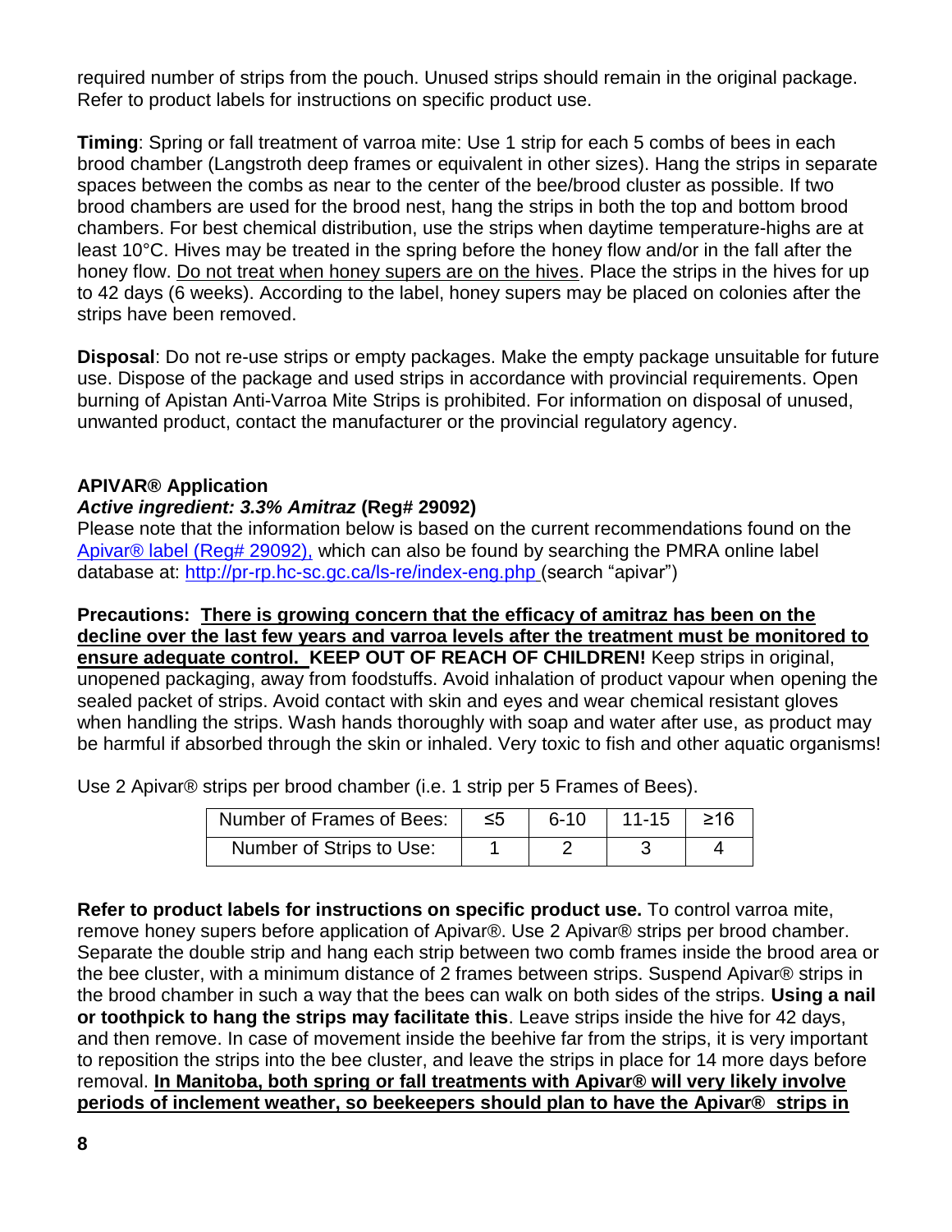required number of strips from the pouch. Unused strips should remain in the original package. Refer to product labels for instructions on specific product use.

**Timing**: Spring or fall treatment of varroa mite: Use 1 strip for each 5 combs of bees in each brood chamber (Langstroth deep frames or equivalent in other sizes). Hang the strips in separate spaces between the combs as near to the center of the bee/brood cluster as possible. If two brood chambers are used for the brood nest, hang the strips in both the top and bottom brood chambers. For best chemical distribution, use the strips when daytime temperature-highs are at least 10°C. Hives may be treated in the spring before the honey flow and/or in the fall after the honey flow. <u>Do not treat when honey supers are on the hives</u>. Place the strips in the hives for up to 42 days (6 weeks). According to the label, honey supers may be placed on colonies after the strips have been removed.

**Disposal**: Do not re-use strips or empty packages. Make the empty package unsuitable for future use. Dispose of the package and used strips in accordance with provincial requirements. Open burning of Apistan Anti-Varroa Mite Strips is prohibited. For information on disposal of unused, unwanted product, contact the manufacturer or the provincial regulatory agency.

**APIVAR® Application**
***Active ingredient: 3.3% Amitraz*** **(Reg# 29092)**
Please note that the information below is based on the current recommendations found on the [Apivar® label (Reg# 29092),](http://pr-rp.hc-sc.gc.ca/ls-re/index-eng.php) which can also be found by searching the PMRA online label database at: http://pr-rp.hc-sc.gc.ca/ls-re/index-eng.php (search "apivar")

**Precautions: <u>There is growing concern that the efficacy of amitraz has been on the decline over the last few years and varroa levels after the treatment must be monitored to ensure adequate control.</u> KEEP OUT OF REACH OF CHILDREN!** Keep strips in original, unopened packaging, away from foodstuffs. Avoid inhalation of product vapour when opening the sealed packet of strips. Avoid contact with skin and eyes and wear chemical resistant gloves when handling the strips. Wash hands thoroughly with soap and water after use, as product may be harmful if absorbed through the skin or inhaled. Very toxic to fish and other aquatic organisms!

Use 2 Apivar® strips per brood chamber (i.e. 1 strip per 5 Frames of Bees).

| Number of Frames of Bees: | ≤5 | 6-10 | 11-15 | ≥16 |
|---|---|---|---|---|
| Number of Strips to Use: | 1 | 2 | 3 | 4 |

**Refer to product labels for instructions on specific product use.** To control varroa mite, remove honey supers before application of Apivar®. Use 2 Apivar® strips per brood chamber. Separate the double strip and hang each strip between two comb frames inside the brood area or the bee cluster, with a minimum distance of 2 frames between strips. Suspend Apivar® strips in the brood chamber in such a way that the bees can walk on both sides of the strips. **Using a nail or toothpick to hang the strips may facilitate this**. Leave strips inside the hive for 42 days, and then remove. In case of movement inside the beehive far from the strips, it is very important to reposition the strips into the bee cluster, and leave the strips in place for 14 more days before removal. **<u>In Manitoba, both spring or fall treatments with Apivar® will very likely involve periods of inclement weather, so beekeepers should plan to have the Apivar® strips in</u>**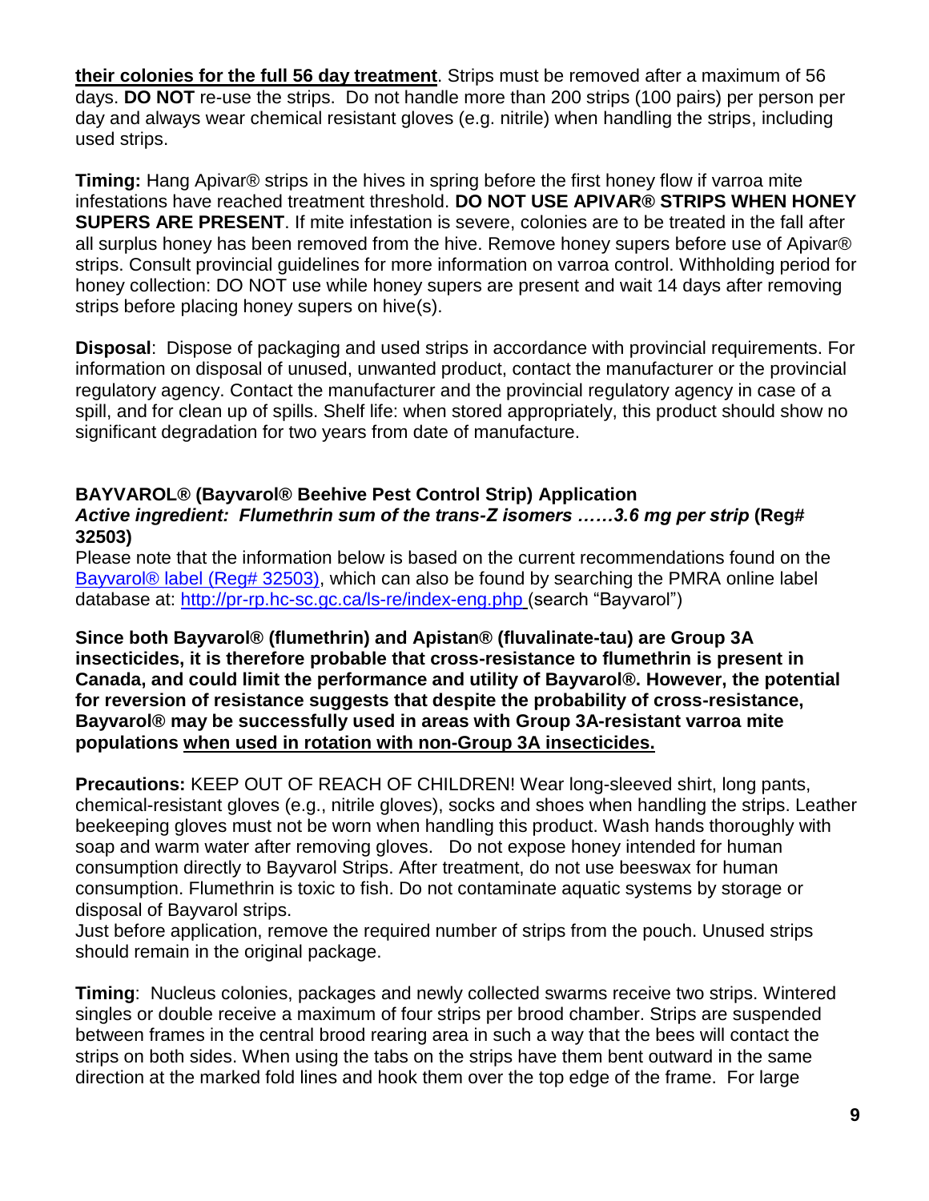**their colonies for the full 56 day treatment**. Strips must be removed after a maximum of 56 days. **DO NOT** re-use the strips. Do not handle more than 200 strips (100 pairs) per person per day and always wear chemical resistant gloves (e.g. nitrile) when handling the strips, including used strips.

**Timing:** Hang Apivar® strips in the hives in spring before the first honey flow if varroa mite infestations have reached treatment threshold. **DO NOT USE APIVAR® STRIPS WHEN HONEY SUPERS ARE PRESENT**. If mite infestation is severe, colonies are to be treated in the fall after all surplus honey has been removed from the hive. Remove honey supers before use of Apivar® strips. Consult provincial guidelines for more information on varroa control. Withholding period for honey collection: DO NOT use while honey supers are present and wait 14 days after removing strips before placing honey supers on hive(s).

**Disposal**: Dispose of packaging and used strips in accordance with provincial requirements. For information on disposal of unused, unwanted product, contact the manufacturer or the provincial regulatory agency. Contact the manufacturer and the provincial regulatory agency in case of a spill, and for clean up of spills. Shelf life: when stored appropriately, this product should show no significant degradation for two years from date of manufacture.

**BAYVAROL® (Bayvarol® Beehive Pest Control Strip) Application**
***Active ingredient: Flumethrin sum of the trans-Z isomers ……3.6 mg per strip* (Reg# 32503)**

Please note that the information below is based on the current recommendations found on the Bayvarol® label (Reg# 32503), which can also be found by searching the PMRA online label database at: http://pr-rp.hc-sc.gc.ca/ls-re/index-eng.php (search "Bayvarol")

**Since both Bayvarol® (flumethrin) and Apistan® (fluvalinate-tau) are Group 3A insecticides, it is therefore probable that cross-resistance to flumethrin is present in Canada, and could limit the performance and utility of Bayvarol®. However, the potential for reversion of resistance suggests that despite the probability of cross-resistance, Bayvarol® may be successfully used in areas with Group 3A-resistant varroa mite populations <u>when used in rotation with non-Group 3A insecticides.</u>**

**Precautions:** KEEP OUT OF REACH OF CHILDREN! Wear long-sleeved shirt, long pants, chemical-resistant gloves (e.g., nitrile gloves), socks and shoes when handling the strips. Leather beekeeping gloves must not be worn when handling this product. Wash hands thoroughly with soap and warm water after removing gloves. Do not expose honey intended for human consumption directly to Bayvarol Strips. After treatment, do not use beeswax for human consumption. Flumethrin is toxic to fish. Do not contaminate aquatic systems by storage or disposal of Bayvarol strips.
Just before application, remove the required number of strips from the pouch. Unused strips should remain in the original package.

**Timing**: Nucleus colonies, packages and newly collected swarms receive two strips. Wintered singles or double receive a maximum of four strips per brood chamber. Strips are suspended between frames in the central brood rearing area in such a way that the bees will contact the strips on both sides. When using the tabs on the strips have them bent outward in the same direction at the marked fold lines and hook them over the top edge of the frame. For large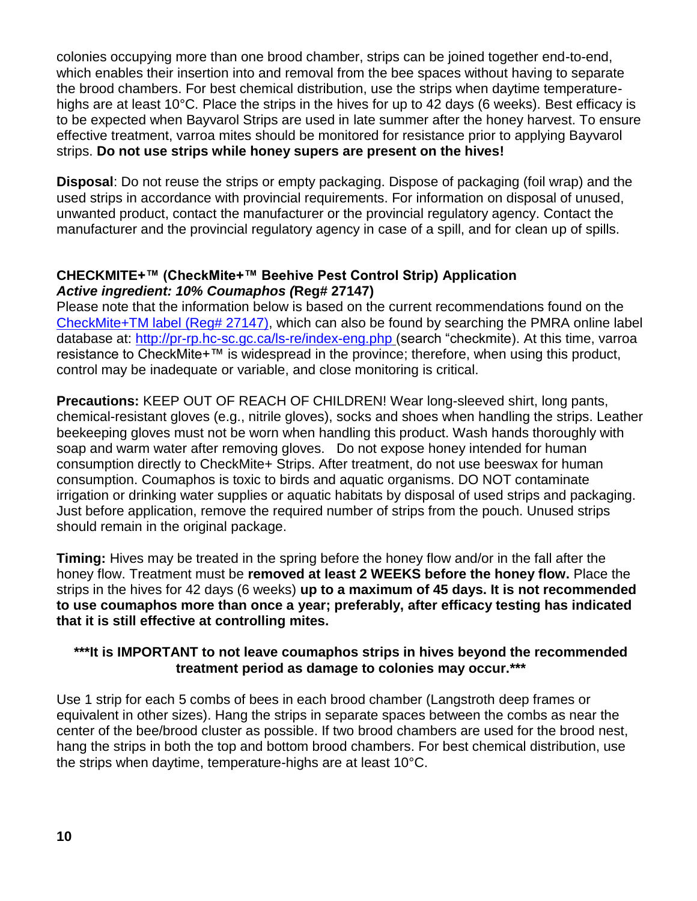colonies occupying more than one brood chamber, strips can be joined together end-to-end, which enables their insertion into and removal from the bee spaces without having to separate the brood chambers. For best chemical distribution, use the strips when daytime temperature-highs are at least 10°C. Place the strips in the hives for up to 42 days (6 weeks). Best efficacy is to be expected when Bayvarol Strips are used in late summer after the honey harvest. To ensure effective treatment, varroa mites should be monitored for resistance prior to applying Bayvarol strips. **Do not use strips while honey supers are present on the hives!**

**Disposal**: Do not reuse the strips or empty packaging. Dispose of packaging (foil wrap) and the used strips in accordance with provincial requirements. For information on disposal of unused, unwanted product, contact the manufacturer or the provincial regulatory agency. Contact the manufacturer and the provincial regulatory agency in case of a spill, and for clean up of spills.

### CHECKMITE+™ (CheckMite+™ Beehive Pest Control Strip) Application
***Active ingredient: 10% Coumaphos (*Reg# 27147)**

Please note that the information below is based on the current recommendations found on the [CheckMite+TM label (Reg# 27147)](CheckMite+TM label (Reg# 27147)), which can also be found by searching the PMRA online label database at: [http://pr-rp.hc-sc.gc.ca/ls-re/index-eng.php](http://pr-rp.hc-sc.gc.ca/ls-re/index-eng.php) (search “checkmite). At this time, varroa resistance to CheckMite+™ is widespread in the province; therefore, when using this product, control may be inadequate or variable, and close monitoring is critical.

**Precautions:** KEEP OUT OF REACH OF CHILDREN! Wear long-sleeved shirt, long pants, chemical-resistant gloves (e.g., nitrile gloves), socks and shoes when handling the strips. Leather beekeeping gloves must not be worn when handling this product. Wash hands thoroughly with soap and warm water after removing gloves. Do not expose honey intended for human consumption directly to CheckMite+ Strips. After treatment, do not use beeswax for human consumption. Coumaphos is toxic to birds and aquatic organisms. DO NOT contaminate irrigation or drinking water supplies or aquatic habitats by disposal of used strips and packaging. Just before application, remove the required number of strips from the pouch. Unused strips should remain in the original package.

**Timing:** Hives may be treated in the spring before the honey flow and/or in the fall after the honey flow. Treatment must be **removed at least 2 WEEKS before the honey flow.** Place the strips in the hives for 42 days (6 weeks) **up to a maximum of 45 days. It is not recommended to use coumaphos more than once a year; preferably, after efficacy testing has indicated that it is still effective at controlling mites.**

**\*\*\*It is IMPORTANT to not leave coumaphos strips in hives beyond the recommended treatment period as damage to colonies may occur.\*\*\***

Use 1 strip for each 5 combs of bees in each brood chamber (Langstroth deep frames or equivalent in other sizes). Hang the strips in separate spaces between the combs as near the center of the bee/brood cluster as possible. If two brood chambers are used for the brood nest, hang the strips in both the top and bottom brood chambers. For best chemical distribution, use the strips when daytime, temperature-highs are at least 10°C.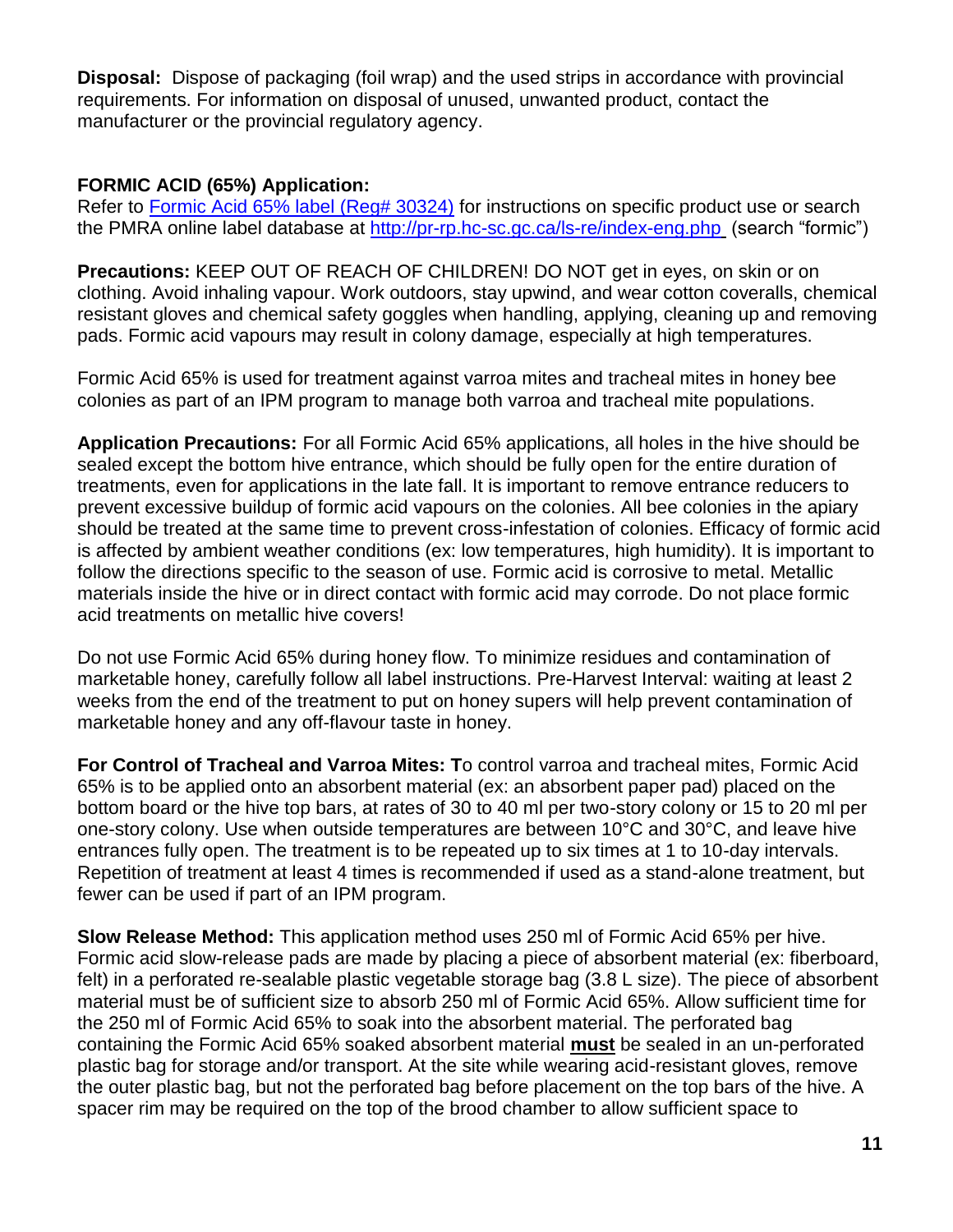**Disposal:** Dispose of packaging (foil wrap) and the used strips in accordance with provincial requirements. For information on disposal of unused, unwanted product, contact the manufacturer or the provincial regulatory agency.

**FORMIC ACID (65%) Application:**

Refer to [Formic Acid 65% label (Reg# 30324)]() for instructions on specific product use or search the PMRA online label database at http://pr-rp.hc-sc.gc.ca/ls-re/index-eng.php (search "formic")

**Precautions:** KEEP OUT OF REACH OF CHILDREN! DO NOT get in eyes, on skin or on clothing. Avoid inhaling vapour. Work outdoors, stay upwind, and wear cotton coveralls, chemical resistant gloves and chemical safety goggles when handling, applying, cleaning up and removing pads. Formic acid vapours may result in colony damage, especially at high temperatures.

Formic Acid 65% is used for treatment against varroa mites and tracheal mites in honey bee colonies as part of an IPM program to manage both varroa and tracheal mite populations.

**Application Precautions:** For all Formic Acid 65% applications, all holes in the hive should be sealed except the bottom hive entrance, which should be fully open for the entire duration of treatments, even for applications in the late fall. It is important to remove entrance reducers to prevent excessive buildup of formic acid vapours on the colonies. All bee colonies in the apiary should be treated at the same time to prevent cross-infestation of colonies. Efficacy of formic acid is affected by ambient weather conditions (ex: low temperatures, high humidity). It is important to follow the directions specific to the season of use. Formic acid is corrosive to metal. Metallic materials inside the hive or in direct contact with formic acid may corrode. Do not place formic acid treatments on metallic hive covers!

Do not use Formic Acid 65% during honey flow. To minimize residues and contamination of marketable honey, carefully follow all label instructions. Pre-Harvest Interval: waiting at least 2 weeks from the end of the treatment to put on honey supers will help prevent contamination of marketable honey and any off-flavour taste in honey.

**For Control of Tracheal and Varroa Mites: T**o control varroa and tracheal mites, Formic Acid 65% is to be applied onto an absorbent material (ex: an absorbent paper pad) placed on the bottom board or the hive top bars, at rates of 30 to 40 ml per two-story colony or 15 to 20 ml per one-story colony. Use when outside temperatures are between 10°C and 30°C, and leave hive entrances fully open. The treatment is to be repeated up to six times at 1 to 10-day intervals. Repetition of treatment at least 4 times is recommended if used as a stand-alone treatment, but fewer can be used if part of an IPM program.

**Slow Release Method:** This application method uses 250 ml of Formic Acid 65% per hive. Formic acid slow-release pads are made by placing a piece of absorbent material (ex: fiberboard, felt) in a perforated re-sealable plastic vegetable storage bag (3.8 L size). The piece of absorbent material must be of sufficient size to absorb 250 ml of Formic Acid 65%. Allow sufficient time for the 250 ml of Formic Acid 65% to soak into the absorbent material. The perforated bag containing the Formic Acid 65% soaked absorbent material **must** be sealed in an un-perforated plastic bag for storage and/or transport. At the site while wearing acid-resistant gloves, remove the outer plastic bag, but not the perforated bag before placement on the top bars of the hive. A spacer rim may be required on the top of the brood chamber to allow sufficient space to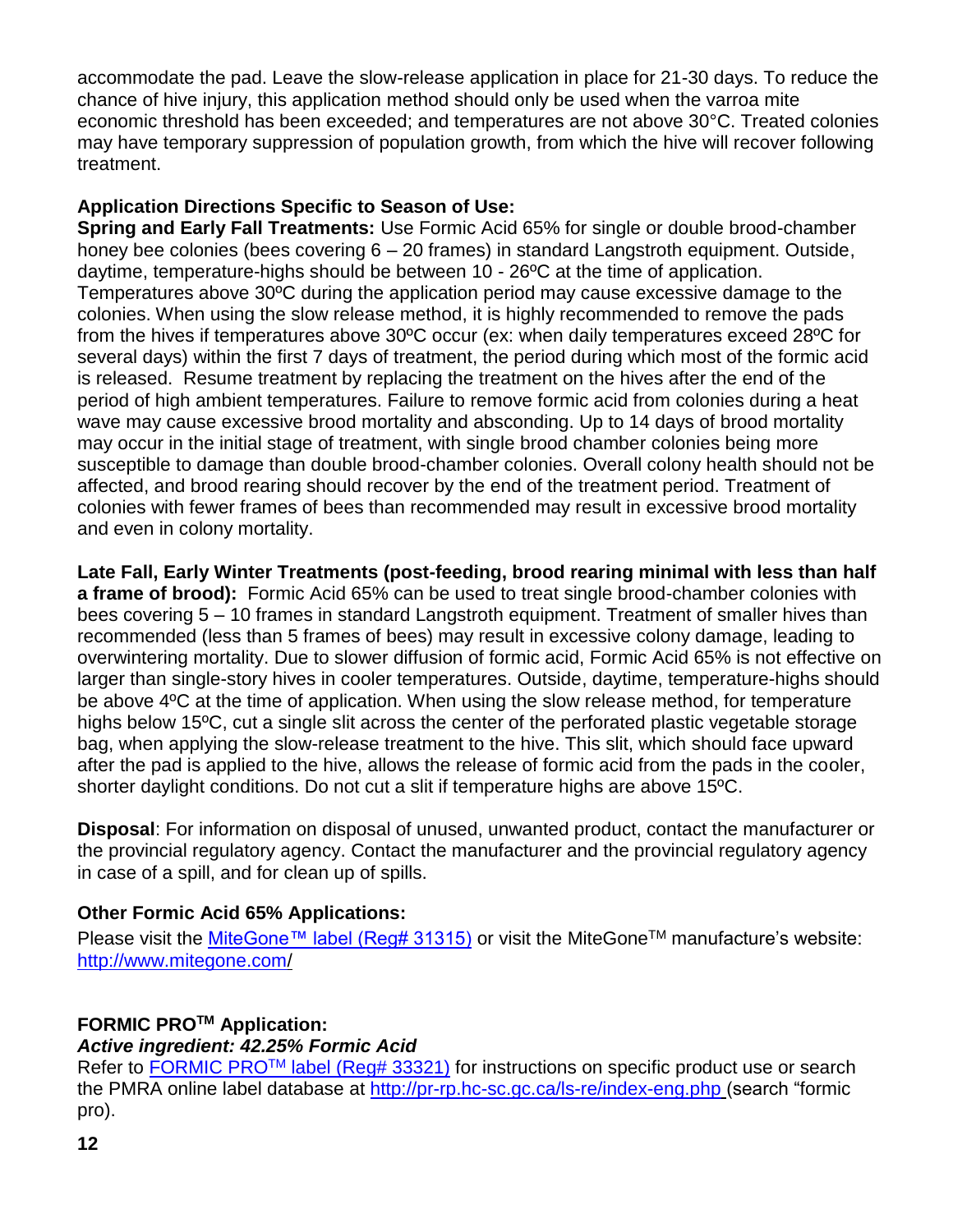accommodate the pad. Leave the slow-release application in place for 21-30 days. To reduce the chance of hive injury, this application method should only be used when the varroa mite economic threshold has been exceeded; and temperatures are not above 30°C. Treated colonies may have temporary suppression of population growth, from which the hive will recover following treatment.

**Application Directions Specific to Season of Use:**

**Spring and Early Fall Treatments:** Use Formic Acid 65% for single or double brood-chamber honey bee colonies (bees covering 6 – 20 frames) in standard Langstroth equipment. Outside, daytime, temperature-highs should be between 10 - 26ºC at the time of application. Temperatures above 30ºC during the application period may cause excessive damage to the colonies. When using the slow release method, it is highly recommended to remove the pads from the hives if temperatures above 30ºC occur (ex: when daily temperatures exceed 28ºC for several days) within the first 7 days of treatment, the period during which most of the formic acid is released. Resume treatment by replacing the treatment on the hives after the end of the period of high ambient temperatures. Failure to remove formic acid from colonies during a heat wave may cause excessive brood mortality and absconding. Up to 14 days of brood mortality may occur in the initial stage of treatment, with single brood chamber colonies being more susceptible to damage than double brood-chamber colonies. Overall colony health should not be affected, and brood rearing should recover by the end of the treatment period. Treatment of colonies with fewer frames of bees than recommended may result in excessive brood mortality and even in colony mortality.

**Late Fall, Early Winter Treatments (post-feeding, brood rearing minimal with less than half a frame of brood):** Formic Acid 65% can be used to treat single brood-chamber colonies with bees covering 5 – 10 frames in standard Langstroth equipment. Treatment of smaller hives than recommended (less than 5 frames of bees) may result in excessive colony damage, leading to overwintering mortality. Due to slower diffusion of formic acid, Formic Acid 65% is not effective on larger than single-story hives in cooler temperatures. Outside, daytime, temperature-highs should be above 4ºC at the time of application. When using the slow release method, for temperature highs below 15ºC, cut a single slit across the center of the perforated plastic vegetable storage bag, when applying the slow-release treatment to the hive. This slit, which should face upward after the pad is applied to the hive, allows the release of formic acid from the pads in the cooler, shorter daylight conditions. Do not cut a slit if temperature highs are above 15ºC.

**Disposal**: For information on disposal of unused, unwanted product, contact the manufacturer or the provincial regulatory agency. Contact the manufacturer and the provincial regulatory agency in case of a spill, and for clean up of spills.

**Other Formic Acid 65% Applications:**

Please visit the [MiteGone™ label (Reg# 31315)] or visit the MiteGone™ manufacture's website: http://www.mitegone.com/

**FORMIC PRO™ Application:**

***Active ingredient: 42.25% Formic Acid***

Refer to [FORMIC PRO™ label (Reg# 33321)] for instructions on specific product use or search the PMRA online label database at http://pr-rp.hc-sc.gc.ca/ls-re/index-eng.php (search "formic pro).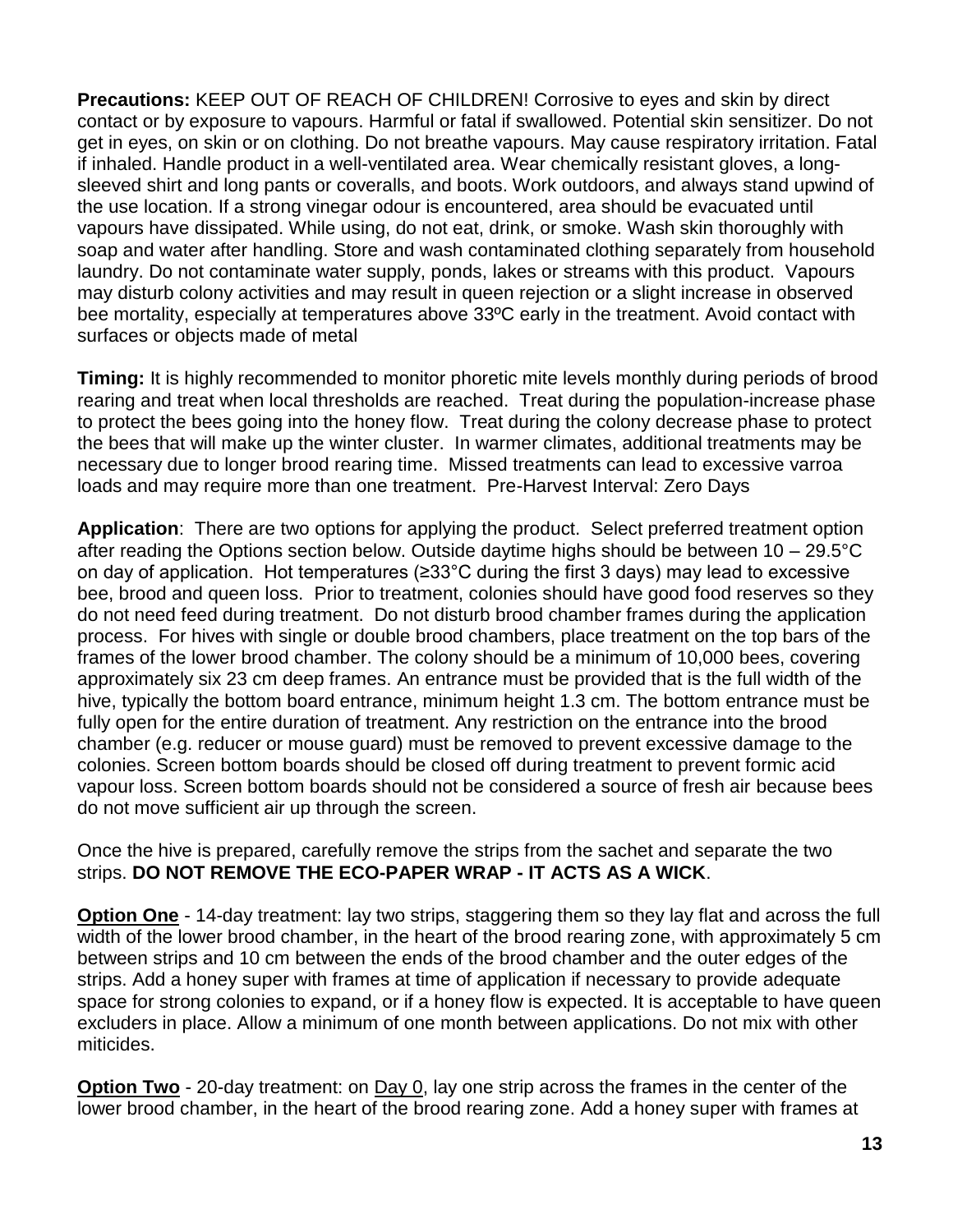**Precautions:** KEEP OUT OF REACH OF CHILDREN! Corrosive to eyes and skin by direct contact or by exposure to vapours. Harmful or fatal if swallowed. Potential skin sensitizer. Do not get in eyes, on skin or on clothing. Do not breathe vapours. May cause respiratory irritation. Fatal if inhaled. Handle product in a well-ventilated area. Wear chemically resistant gloves, a long-sleeved shirt and long pants or coveralls, and boots. Work outdoors, and always stand upwind of the use location. If a strong vinegar odour is encountered, area should be evacuated until vapours have dissipated. While using, do not eat, drink, or smoke. Wash skin thoroughly with soap and water after handling. Store and wash contaminated clothing separately from household laundry. Do not contaminate water supply, ponds, lakes or streams with this product. Vapours may disturb colony activities and may result in queen rejection or a slight increase in observed bee mortality, especially at temperatures above 33ºC early in the treatment. Avoid contact with surfaces or objects made of metal

**Timing:** It is highly recommended to monitor phoretic mite levels monthly during periods of brood rearing and treat when local thresholds are reached. Treat during the population-increase phase to protect the bees going into the honey flow. Treat during the colony decrease phase to protect the bees that will make up the winter cluster. In warmer climates, additional treatments may be necessary due to longer brood rearing time. Missed treatments can lead to excessive varroa loads and may require more than one treatment. Pre-Harvest Interval: Zero Days

**Application**: There are two options for applying the product. Select preferred treatment option after reading the Options section below. Outside daytime highs should be between 10 – 29.5°C on day of application. Hot temperatures (≥33°C during the first 3 days) may lead to excessive bee, brood and queen loss. Prior to treatment, colonies should have good food reserves so they do not need feed during treatment. Do not disturb brood chamber frames during the application process. For hives with single or double brood chambers, place treatment on the top bars of the frames of the lower brood chamber. The colony should be a minimum of 10,000 bees, covering approximately six 23 cm deep frames. An entrance must be provided that is the full width of the hive, typically the bottom board entrance, minimum height 1.3 cm. The bottom entrance must be fully open for the entire duration of treatment. Any restriction on the entrance into the brood chamber (e.g. reducer or mouse guard) must be removed to prevent excessive damage to the colonies. Screen bottom boards should be closed off during treatment to prevent formic acid vapour loss. Screen bottom boards should not be considered a source of fresh air because bees do not move sufficient air up through the screen.

Once the hive is prepared, carefully remove the strips from the sachet and separate the two strips. **DO NOT REMOVE THE ECO-PAPER WRAP - IT ACTS AS A WICK**.

**Option One** - 14-day treatment: lay two strips, staggering them so they lay flat and across the full width of the lower brood chamber, in the heart of the brood rearing zone, with approximately 5 cm between strips and 10 cm between the ends of the brood chamber and the outer edges of the strips. Add a honey super with frames at time of application if necessary to provide adequate space for strong colonies to expand, or if a honey flow is expected. It is acceptable to have queen excluders in place. Allow a minimum of one month between applications. Do not mix with other miticides.

**Option Two** - 20-day treatment: on Day 0, lay one strip across the frames in the center of the lower brood chamber, in the heart of the brood rearing zone. Add a honey super with frames at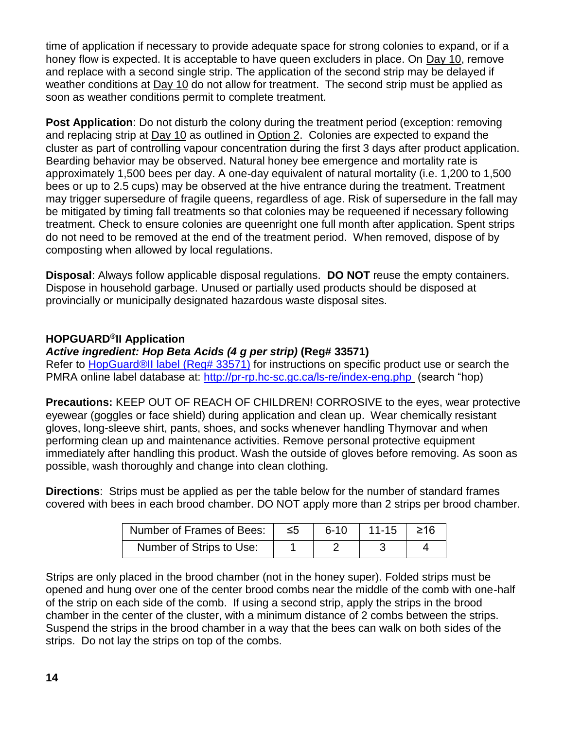time of application if necessary to provide adequate space for strong colonies to expand, or if a honey flow is expected. It is acceptable to have queen excluders in place. On Day 10, remove and replace with a second single strip. The application of the second strip may be delayed if weather conditions at Day 10 do not allow for treatment. The second strip must be applied as soon as weather conditions permit to complete treatment.

**Post Application**: Do not disturb the colony during the treatment period (exception: removing and replacing strip at Day 10 as outlined in Option 2. Colonies are expected to expand the cluster as part of controlling vapour concentration during the first 3 days after product application. Bearding behavior may be observed. Natural honey bee emergence and mortality rate is approximately 1,500 bees per day. A one-day equivalent of natural mortality (i.e. 1,200 to 1,500 bees or up to 2.5 cups) may be observed at the hive entrance during the treatment. Treatment may trigger supersedure of fragile queens, regardless of age. Risk of supersedure in the fall may be mitigated by timing fall treatments so that colonies may be requeened if necessary following treatment. Check to ensure colonies are queenright one full month after application. Spent strips do not need to be removed at the end of the treatment period. When removed, dispose of by composting when allowed by local regulations.

**Disposal**: Always follow applicable disposal regulations. **DO NOT** reuse the empty containers. Dispose in household garbage. Unused or partially used products should be disposed at provincially or municipally designated hazardous waste disposal sites.

### HOPGUARD®II Application

***Active ingredient: Hop Beta Acids (4 g per strip)*** **(Reg# 33571)**

Refer to [HopGuard®II label (Reg# 33571)](http://pr-rp.hc-sc.gc.ca/ls-re/index-eng.php) for instructions on specific product use or search the PMRA online label database at: http://pr-rp.hc-sc.gc.ca/ls-re/index-eng.php (search "hop)

**Precautions:** KEEP OUT OF REACH OF CHILDREN! CORROSIVE to the eyes, wear protective eyewear (goggles or face shield) during application and clean up. Wear chemically resistant gloves, long-sleeve shirt, pants, shoes, and socks whenever handling Thymovar and when performing clean up and maintenance activities. Remove personal protective equipment immediately after handling this product. Wash the outside of gloves before removing. As soon as possible, wash thoroughly and change into clean clothing.

**Directions**: Strips must be applied as per the table below for the number of standard frames covered with bees in each brood chamber. DO NOT apply more than 2 strips per brood chamber.

| Number of Frames of Bees: | ≤5 | 6-10 | 11-15 | ≥16 |
|---|---|---|---|---|
| Number of Strips to Use: | 1 | 2 | 3 | 4 |

Strips are only placed in the brood chamber (not in the honey super). Folded strips must be opened and hung over one of the center brood combs near the middle of the comb with one-half of the strip on each side of the comb. If using a second strip, apply the strips in the brood chamber in the center of the cluster, with a minimum distance of 2 combs between the strips. Suspend the strips in the brood chamber in a way that the bees can walk on both sides of the strips. Do not lay the strips on top of the combs.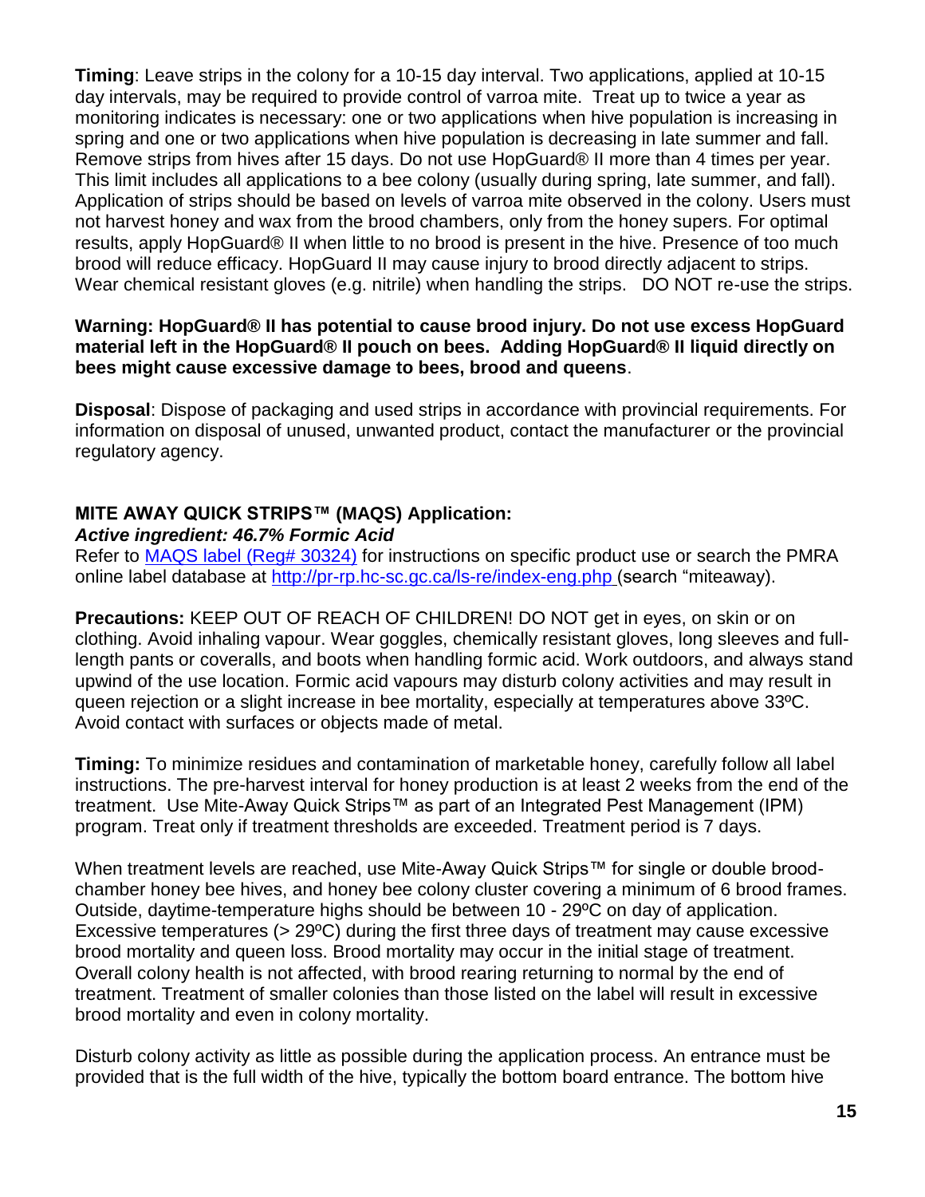**Timing**: Leave strips in the colony for a 10-15 day interval. Two applications, applied at 10-15 day intervals, may be required to provide control of varroa mite. Treat up to twice a year as monitoring indicates is necessary: one or two applications when hive population is increasing in spring and one or two applications when hive population is decreasing in late summer and fall. Remove strips from hives after 15 days. Do not use HopGuard® II more than 4 times per year. This limit includes all applications to a bee colony (usually during spring, late summer, and fall). Application of strips should be based on levels of varroa mite observed in the colony. Users must not harvest honey and wax from the brood chambers, only from the honey supers. For optimal results, apply HopGuard® II when little to no brood is present in the hive. Presence of too much brood will reduce efficacy. HopGuard II may cause injury to brood directly adjacent to strips. Wear chemical resistant gloves (e.g. nitrile) when handling the strips. DO NOT re-use the strips.

**Warning: HopGuard® II has potential to cause brood injury. Do not use excess HopGuard material left in the HopGuard® II pouch on bees. Adding HopGuard® II liquid directly on bees might cause excessive damage to bees, brood and queens**.

**Disposal**: Dispose of packaging and used strips in accordance with provincial requirements. For information on disposal of unused, unwanted product, contact the manufacturer or the provincial regulatory agency.

### MITE AWAY QUICK STRIPS™ (MAQS) Application:

***Active ingredient: 46.7% Formic Acid***

Refer to [MAQS label (Reg# 30324)]() for instructions on specific product use or search the PMRA online label database at [http://pr-rp.hc-sc.gc.ca/ls-re/index-eng.php](http://pr-rp.hc-sc.gc.ca/ls-re/index-eng.php) (search "miteaway).

**Precautions:** KEEP OUT OF REACH OF CHILDREN! DO NOT get in eyes, on skin or on clothing. Avoid inhaling vapour. Wear goggles, chemically resistant gloves, long sleeves and full-length pants or coveralls, and boots when handling formic acid. Work outdoors, and always stand upwind of the use location. Formic acid vapours may disturb colony activities and may result in queen rejection or a slight increase in bee mortality, especially at temperatures above 33ºC. Avoid contact with surfaces or objects made of metal.

**Timing:** To minimize residues and contamination of marketable honey, carefully follow all label instructions. The pre-harvest interval for honey production is at least 2 weeks from the end of the treatment. Use Mite-Away Quick Strips™ as part of an Integrated Pest Management (IPM) program. Treat only if treatment thresholds are exceeded. Treatment period is 7 days.

When treatment levels are reached, use Mite-Away Quick Strips™ for single or double brood-chamber honey bee hives, and honey bee colony cluster covering a minimum of 6 brood frames. Outside, daytime-temperature highs should be between 10 - 29ºC on day of application. Excessive temperatures (> 29ºC) during the first three days of treatment may cause excessive brood mortality and queen loss. Brood mortality may occur in the initial stage of treatment. Overall colony health is not affected, with brood rearing returning to normal by the end of treatment. Treatment of smaller colonies than those listed on the label will result in excessive brood mortality and even in colony mortality.

Disturb colony activity as little as possible during the application process. An entrance must be provided that is the full width of the hive, typically the bottom board entrance. The bottom hive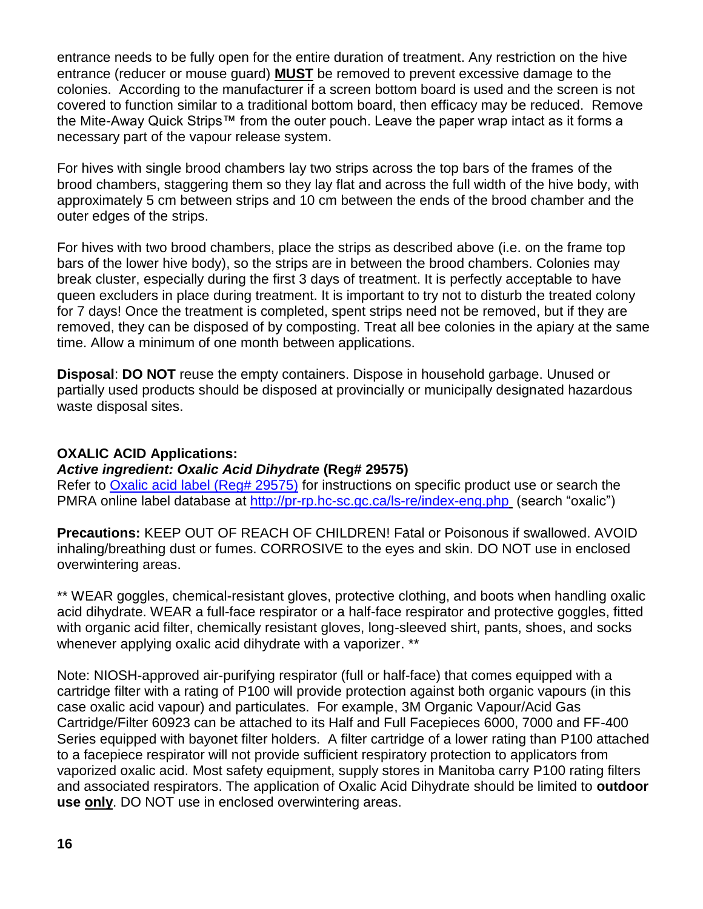entrance needs to be fully open for the entire duration of treatment. Any restriction on the hive entrance (reducer or mouse guard) **MUST** be removed to prevent excessive damage to the colonies. According to the manufacturer if a screen bottom board is used and the screen is not covered to function similar to a traditional bottom board, then efficacy may be reduced. Remove the Mite-Away Quick Strips™ from the outer pouch. Leave the paper wrap intact as it forms a necessary part of the vapour release system.

For hives with single brood chambers lay two strips across the top bars of the frames of the brood chambers, staggering them so they lay flat and across the full width of the hive body, with approximately 5 cm between strips and 10 cm between the ends of the brood chamber and the outer edges of the strips.

For hives with two brood chambers, place the strips as described above (i.e. on the frame top bars of the lower hive body), so the strips are in between the brood chambers. Colonies may break cluster, especially during the first 3 days of treatment. It is perfectly acceptable to have queen excluders in place during treatment. It is important to try not to disturb the treated colony for 7 days! Once the treatment is completed, spent strips need not be removed, but if they are removed, they can be disposed of by composting. Treat all bee colonies in the apiary at the same time. Allow a minimum of one month between applications.

**Disposal**: **DO NOT** reuse the empty containers. Dispose in household garbage. Unused or partially used products should be disposed at provincially or municipally designated hazardous waste disposal sites.

**OXALIC ACID Applications:**
***Active ingredient: Oxalic Acid Dihydrate*** **(Reg# 29575)**
Refer to [Oxalic acid label (Reg# 29575)] for instructions on specific product use or search the PMRA online label database at http://pr-rp.hc-sc.gc.ca/ls-re/index-eng.php (search "oxalic")

**Precautions:** KEEP OUT OF REACH OF CHILDREN! Fatal or Poisonous if swallowed. AVOID inhaling/breathing dust or fumes. CORROSIVE to the eyes and skin. DO NOT use in enclosed overwintering areas.

** WEAR goggles, chemical-resistant gloves, protective clothing, and boots when handling oxalic acid dihydrate. WEAR a full-face respirator or a half-face respirator and protective goggles, fitted with organic acid filter, chemically resistant gloves, long-sleeved shirt, pants, shoes, and socks whenever applying oxalic acid dihydrate with a vaporizer. **

Note: NIOSH-approved air-purifying respirator (full or half-face) that comes equipped with a cartridge filter with a rating of P100 will provide protection against both organic vapours (in this case oxalic acid vapour) and particulates. For example, 3M Organic Vapour/Acid Gas Cartridge/Filter 60923 can be attached to its Half and Full Facepieces 6000, 7000 and FF-400 Series equipped with bayonet filter holders. A filter cartridge of a lower rating than P100 attached to a facepiece respirator will not provide sufficient respiratory protection to applicators from vaporized oxalic acid. Most safety equipment, supply stores in Manitoba carry P100 rating filters and associated respirators. The application of Oxalic Acid Dihydrate should be limited to **outdoor use <u>only</u>**. DO NOT use in enclosed overwintering areas.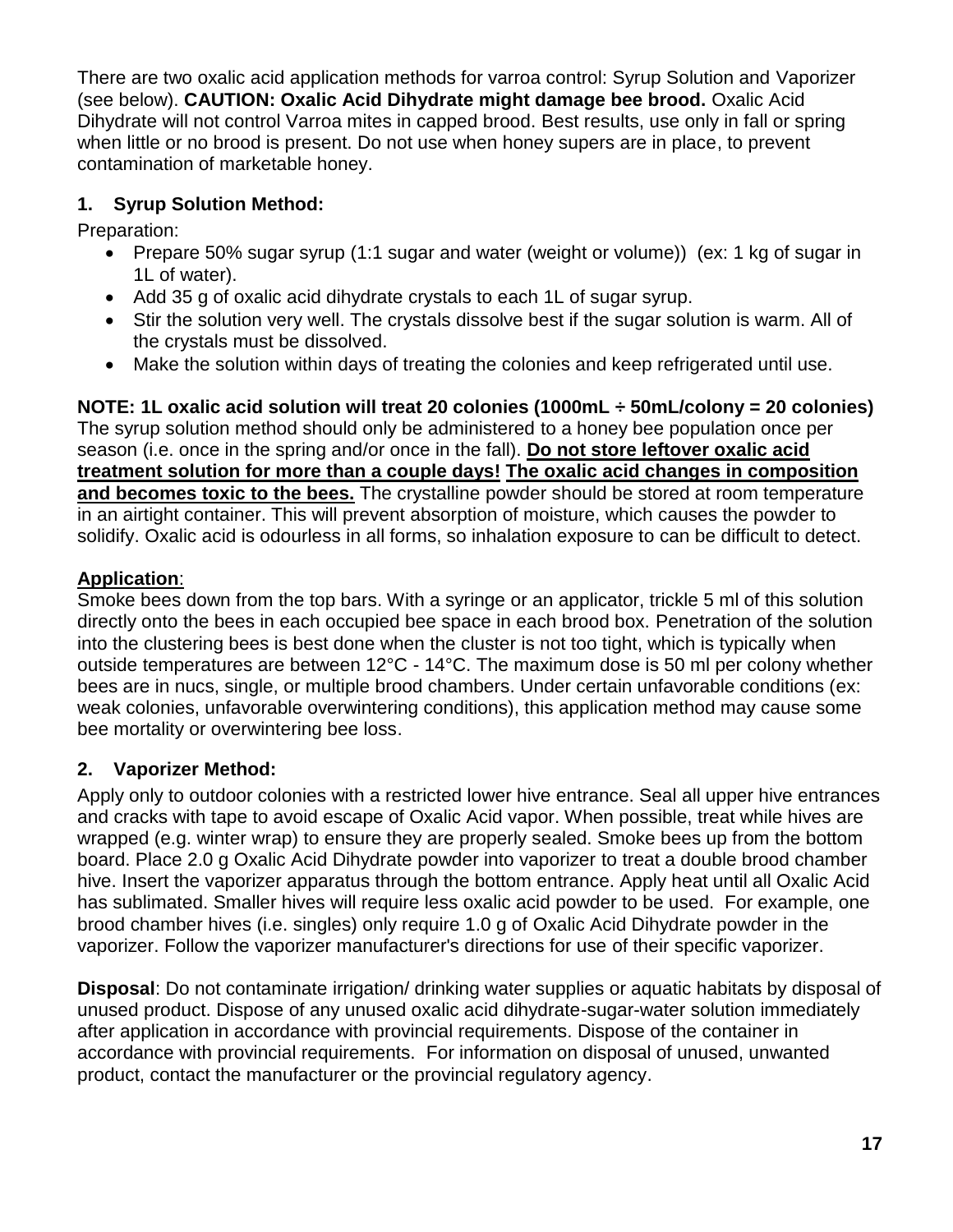There are two oxalic acid application methods for varroa control: Syrup Solution and Vaporizer (see below). **CAUTION: Oxalic Acid Dihydrate might damage bee brood.** Oxalic Acid Dihydrate will not control Varroa mites in capped brood. Best results, use only in fall or spring when little or no brood is present. Do not use when honey supers are in place, to prevent contamination of marketable honey.

## 1. Syrup Solution Method:

Preparation:

- Prepare 50% sugar syrup (1:1 sugar and water (weight or volume)) (ex: 1 kg of sugar in 1L of water).
- Add 35 g of oxalic acid dihydrate crystals to each 1L of sugar syrup.
- Stir the solution very well. The crystals dissolve best if the sugar solution is warm. All of the crystals must be dissolved.
- Make the solution within days of treating the colonies and keep refrigerated until use.

**NOTE: 1L oxalic acid solution will treat 20 colonies (1000mL ÷ 50mL/colony = 20 colonies)** The syrup solution method should only be administered to a honey bee population once per season (i.e. once in the spring and/or once in the fall). **<u>Do not store leftover oxalic acid treatment solution for more than a couple days!</u> <u>The oxalic acid changes in composition and becomes toxic to the bees.</u>** The crystalline powder should be stored at room temperature in an airtight container. This will prevent absorption of moisture, which causes the powder to solidify. Oxalic acid is odourless in all forms, so inhalation exposure to can be difficult to detect.

**<u>Application</u>**:

Smoke bees down from the top bars. With a syringe or an applicator, trickle 5 ml of this solution directly onto the bees in each occupied bee space in each brood box. Penetration of the solution into the clustering bees is best done when the cluster is not too tight, which is typically when outside temperatures are between 12°C - 14°C. The maximum dose is 50 ml per colony whether bees are in nucs, single, or multiple brood chambers. Under certain unfavorable conditions (ex: weak colonies, unfavorable overwintering conditions), this application method may cause some bee mortality or overwintering bee loss.

## 2. Vaporizer Method:

Apply only to outdoor colonies with a restricted lower hive entrance. Seal all upper hive entrances and cracks with tape to avoid escape of Oxalic Acid vapor. When possible, treat while hives are wrapped (e.g. winter wrap) to ensure they are properly sealed. Smoke bees up from the bottom board. Place 2.0 g Oxalic Acid Dihydrate powder into vaporizer to treat a double brood chamber hive. Insert the vaporizer apparatus through the bottom entrance. Apply heat until all Oxalic Acid has sublimated. Smaller hives will require less oxalic acid powder to be used. For example, one brood chamber hives (i.e. singles) only require 1.0 g of Oxalic Acid Dihydrate powder in the vaporizer. Follow the vaporizer manufacturer's directions for use of their specific vaporizer.

**Disposal**: Do not contaminate irrigation/ drinking water supplies or aquatic habitats by disposal of unused product. Dispose of any unused oxalic acid dihydrate-sugar-water solution immediately after application in accordance with provincial requirements. Dispose of the container in accordance with provincial requirements. For information on disposal of unused, unwanted product, contact the manufacturer or the provincial regulatory agency.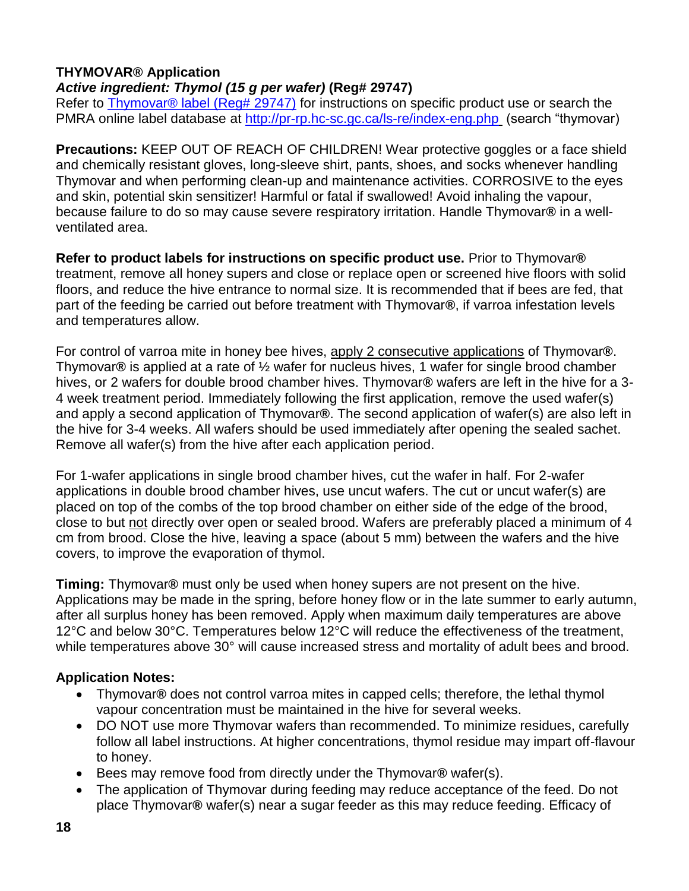**THYMOVAR® Application**
***Active ingredient: Thymol (15 g per wafer)*** **(Reg# 29747)**
Refer to [Thymovar® label (Reg# 29747)] for instructions on specific product use or search the PMRA online label database at http://pr-rp.hc-sc.gc.ca/ls-re/index-eng.php (search "thymovar)

**Precautions:** KEEP OUT OF REACH OF CHILDREN! Wear protective goggles or a face shield and chemically resistant gloves, long-sleeve shirt, pants, shoes, and socks whenever handling Thymovar and when performing clean-up and maintenance activities. CORROSIVE to the eyes and skin, potential skin sensitizer! Harmful or fatal if swallowed! Avoid inhaling the vapour, because failure to do so may cause severe respiratory irritation. Handle Thymovar**®** in a well-ventilated area.

**Refer to product labels for instructions on specific product use.** Prior to Thymovar**®** treatment, remove all honey supers and close or replace open or screened hive floors with solid floors, and reduce the hive entrance to normal size. It is recommended that if bees are fed, that part of the feeding be carried out before treatment with Thymovar**®**, if varroa infestation levels and temperatures allow.

For control of varroa mite in honey bee hives, apply 2 consecutive applications of Thymovar**®**. Thymovar**®** is applied at a rate of ½ wafer for nucleus hives, 1 wafer for single brood chamber hives, or 2 wafers for double brood chamber hives. Thymovar**®** wafers are left in the hive for a 3-4 week treatment period. Immediately following the first application, remove the used wafer(s) and apply a second application of Thymovar**®**. The second application of wafer(s) are also left in the hive for 3-4 weeks. All wafers should be used immediately after opening the sealed sachet. Remove all wafer(s) from the hive after each application period.

For 1-wafer applications in single brood chamber hives, cut the wafer in half. For 2-wafer applications in double brood chamber hives, use uncut wafers. The cut or uncut wafer(s) are placed on top of the combs of the top brood chamber on either side of the edge of the brood, close to but not directly over open or sealed brood. Wafers are preferably placed a minimum of 4 cm from brood. Close the hive, leaving a space (about 5 mm) between the wafers and the hive covers, to improve the evaporation of thymol.

**Timing:** Thymovar**®** must only be used when honey supers are not present on the hive. Applications may be made in the spring, before honey flow or in the late summer to early autumn, after all surplus honey has been removed. Apply when maximum daily temperatures are above 12°C and below 30°C. Temperatures below 12°C will reduce the effectiveness of the treatment, while temperatures above 30° will cause increased stress and mortality of adult bees and brood.

**Application Notes:**

- Thymovar**®** does not control varroa mites in capped cells; therefore, the lethal thymol vapour concentration must be maintained in the hive for several weeks.
- DO NOT use more Thymovar wafers than recommended. To minimize residues, carefully follow all label instructions. At higher concentrations, thymol residue may impart off-flavour to honey.
- Bees may remove food from directly under the Thymovar**®** wafer(s).
- The application of Thymovar during feeding may reduce acceptance of the feed. Do not place Thymovar**®** wafer(s) near a sugar feeder as this may reduce feeding. Efficacy of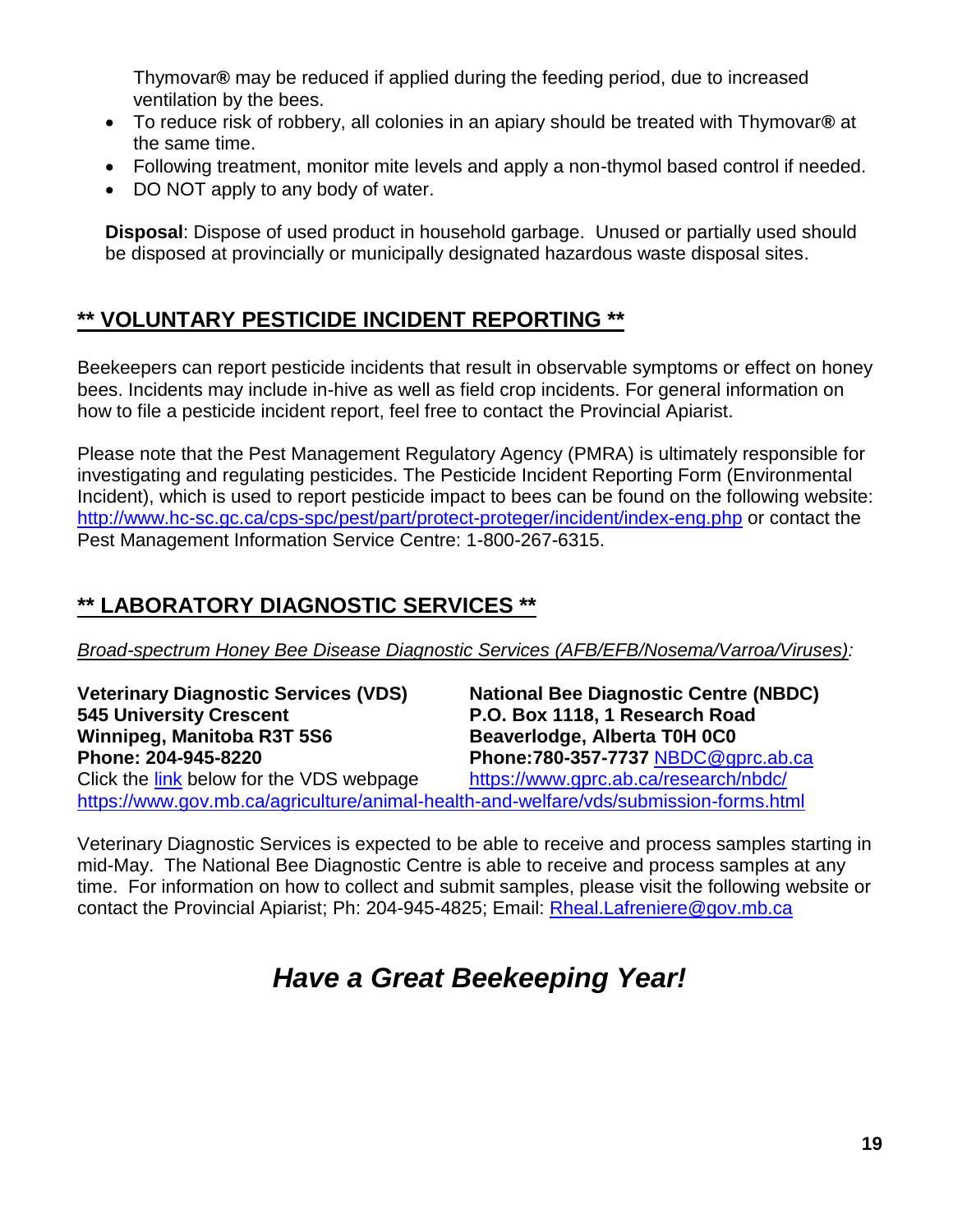Thymovar® may be reduced if applied during the feeding period, due to increased ventilation by the bees.

- To reduce risk of robbery, all colonies in an apiary should be treated with Thymovar® at the same time.
- Following treatment, monitor mite levels and apply a non-thymol based control if needed.
- DO NOT apply to any body of water.

**Disposal**: Dispose of used product in household garbage. Unused or partially used should be disposed at provincially or municipally designated hazardous waste disposal sites.

## ** VOLUNTARY PESTICIDE INCIDENT REPORTING **

Beekeepers can report pesticide incidents that result in observable symptoms or effect on honey bees. Incidents may include in-hive as well as field crop incidents. For general information on how to file a pesticide incident report, feel free to contact the Provincial Apiarist.

Please note that the Pest Management Regulatory Agency (PMRA) is ultimately responsible for investigating and regulating pesticides. The Pesticide Incident Reporting Form (Environmental Incident), which is used to report pesticide impact to bees can be found on the following website: http://www.hc-sc.gc.ca/cps-spc/pest/part/protect-proteger/incident/index-eng.php or contact the Pest Management Information Service Centre: 1-800-267-6315.

## ** LABORATORY DIAGNOSTIC SERVICES **

*Broad-spectrum Honey Bee Disease Diagnostic Services (AFB/EFB/Nosema/Varroa/Viruses):*

**Veterinary Diagnostic Services (VDS)**
**545 University Crescent**
**Winnipeg, Manitoba R3T 5S6**
**Phone: 204-945-8220**
Click the link below for the VDS webpage
https://www.gov.mb.ca/agriculture/animal-health-and-welfare/vds/submission-forms.html

**National Bee Diagnostic Centre (NBDC)**
**P.O. Box 1118, 1 Research Road**
**Beaverlodge, Alberta T0H 0C0**
**Phone:780-357-7737** NBDC@gprc.ab.ca
https://www.gprc.ab.ca/research/nbdc/

Veterinary Diagnostic Services is expected to be able to receive and process samples starting in mid-May. The National Bee Diagnostic Centre is able to receive and process samples at any time. For information on how to collect and submit samples, please visit the following website or contact the Provincial Apiarist; Ph: 204-945-4825; Email: Rheal.Lafreniere@gov.mb.ca

***Have a Great Beekeeping Year!***